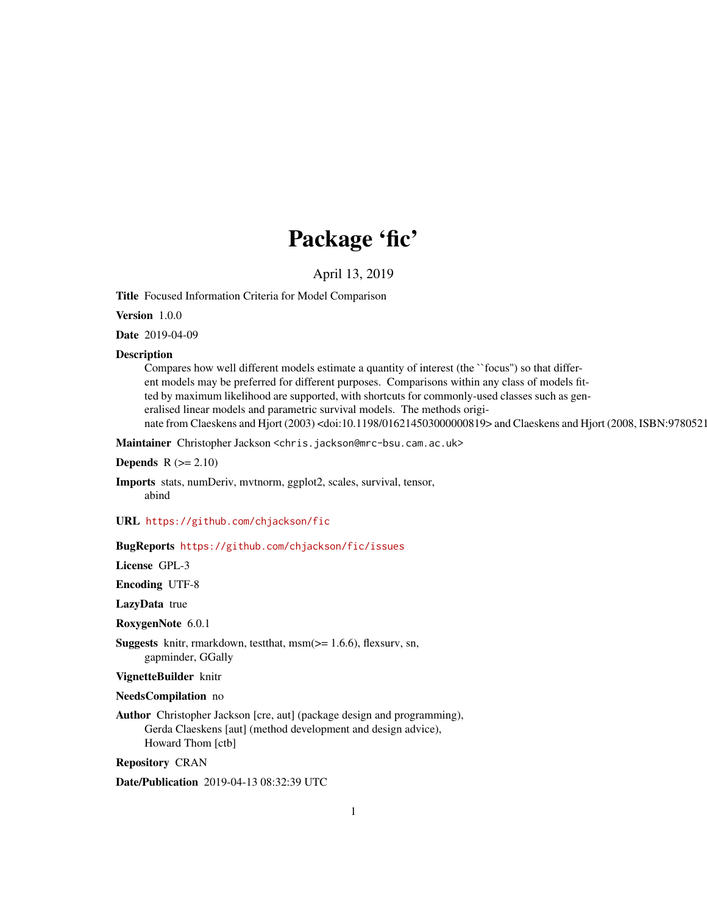# Package 'fic'

April 13, 2019

**Title** Focused Information Criteria for Model Comparison

**Version** 1.0.0

**Date** 2019-04-09

**Description** Compares how well different models estimate a quantity of interest (the ``focus'') so that different models may be preferred for different purposes. Comparisons within any class of models fitted by maximum likelihood are supported, with shortcuts for commonly-used classes such as generalised linear models and parametric survival models. The methods originate from Claeskens and Hjort (2003) <doi:10.1198/016214503000000819> and Claeskens and Hjort (2008, ISBN:9780521

**Maintainer** Christopher Jackson <chris.jackson@mrc-bsu.cam.ac.uk>

**Depends** R (>= 2.10)

**Imports** stats, numDeriv, mvtnorm, ggplot2, scales, survival, tensor, abind

**URL** https://github.com/chjackson/fic

**BugReports** https://github.com/chjackson/fic/issues

**License** GPL-3

**Encoding** UTF-8

**LazyData** true

**RoxygenNote** 6.0.1

**Suggests** knitr, rmarkdown, testthat, msm(>= 1.6.6), flexsurv, sn, gapminder, GGally

**VignetteBuilder** knitr

**NeedsCompilation** no

**Author** Christopher Jackson [cre, aut] (package design and programming), Gerda Claeskens [aut] (method development and design advice), Howard Thom [ctb]

**Repository** CRAN

**Date/Publication** 2019-04-13 08:32:39 UTC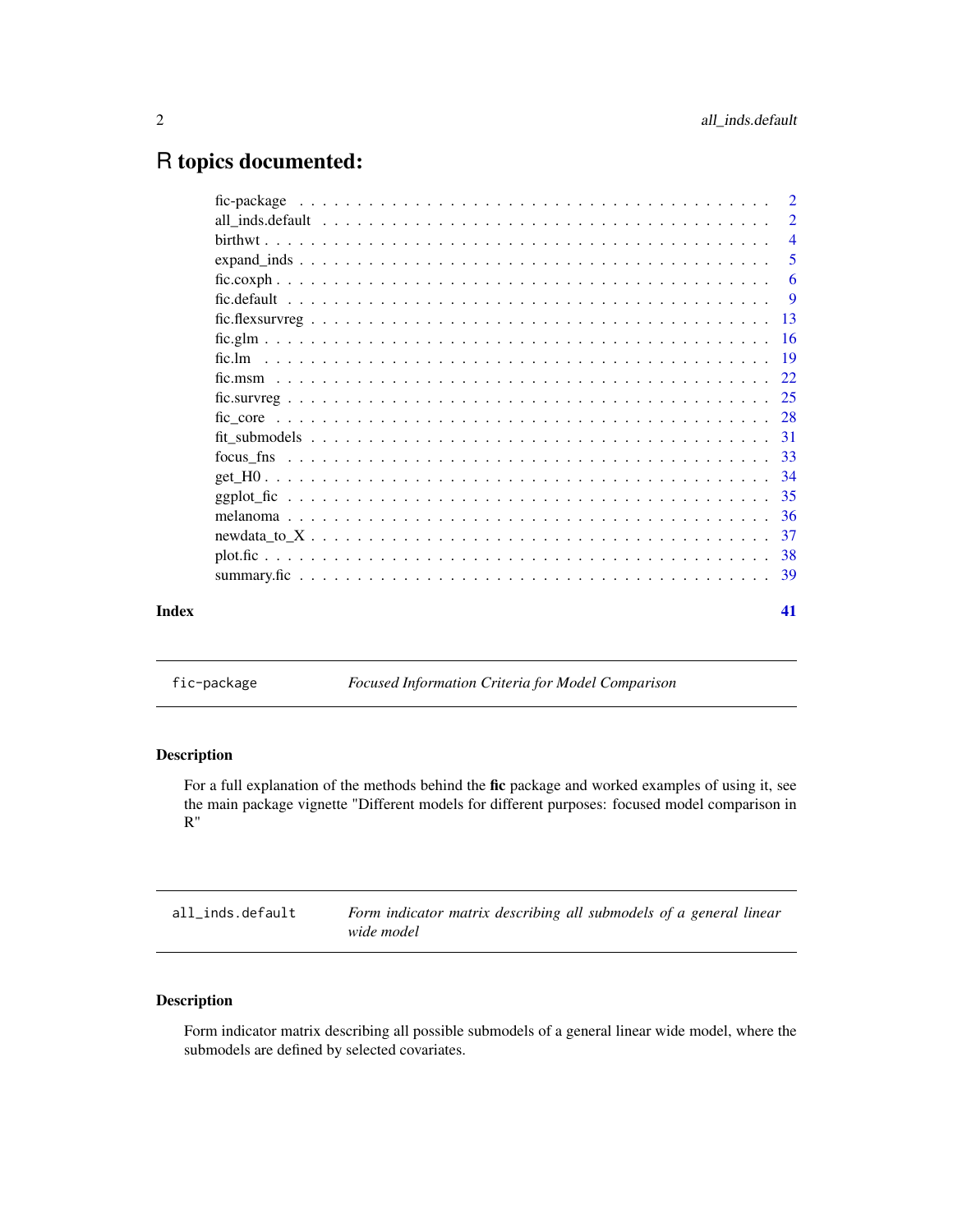# R topics documented:

| | |
|---|---|
| fic-package | 2 |
| all_inds.default | 2 |
| birthwt | 4 |
| expand_inds | 5 |
| fic.coxph | 6 |
| fic.default | 9 |
| fic.flexsurvreg | 13 |
| fic.glm | 16 |
| fic.lm | 19 |
| fic.msm | 22 |
| fic.survreg | 25 |
| fic_core | 28 |
| fit_submodels | 31 |
| focus_fns | 33 |
| get_H0 | 34 |
| ggplot_fic | 35 |
| melanoma | 36 |
| newdata_to_X | 37 |
| plot.fic | 38 |
| summary.fic | 39 |
| **Index** | **41** |

---

`fic-package` *Focused Information Criteria for Model Comparison*

---

### Description

For a full explanation of the methods behind the **fic** package and worked examples of using it, see the main package vignette "Different models for different purposes: focused model comparison in R"

---

`all_inds.default` *Form indicator matrix describing all submodels of a general linear wide model*

---

### Description

Form indicator matrix describing all possible submodels of a general linear wide model, where the submodels are defined by selected covariates.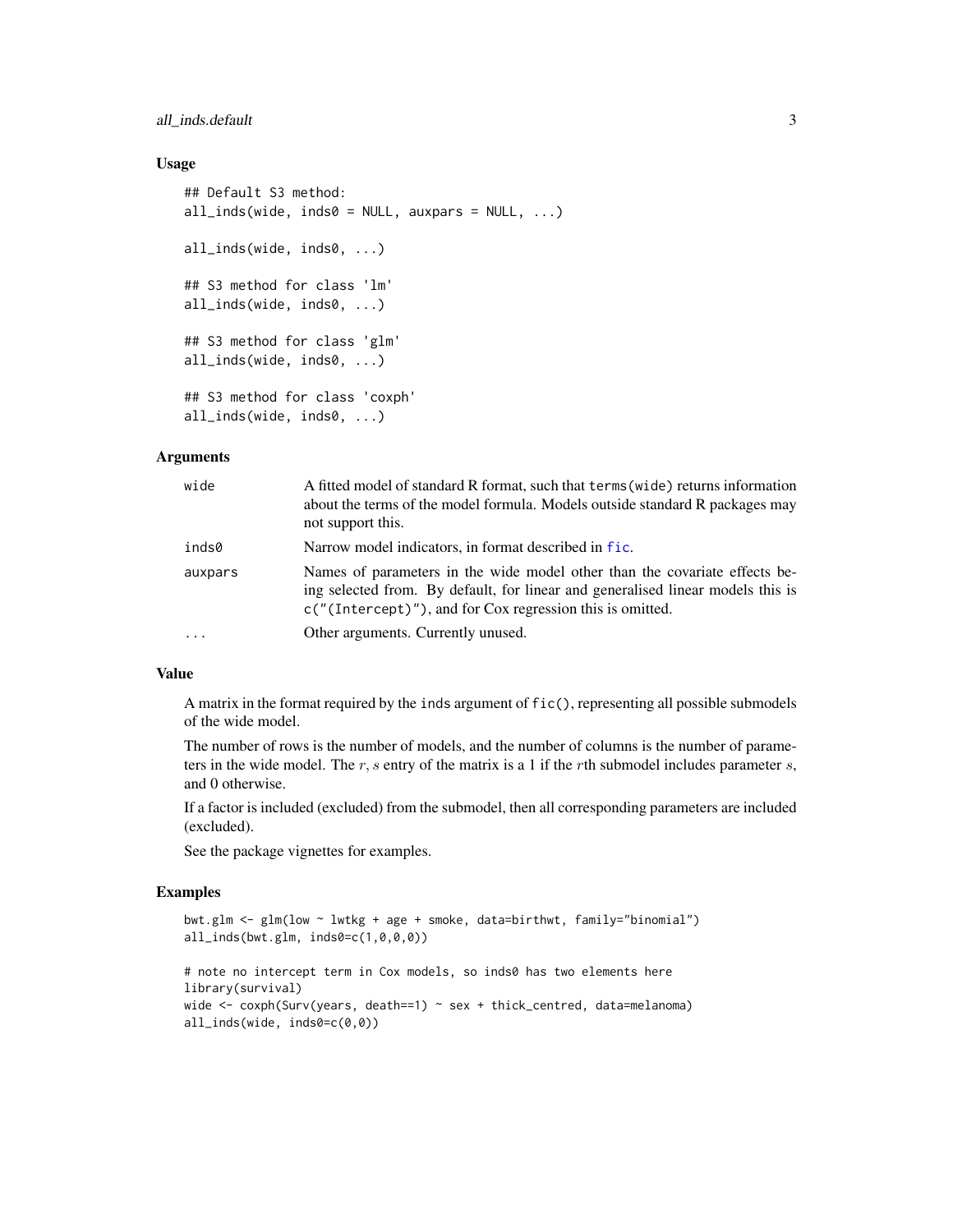## Usage

```
## Default S3 method:
all_inds(wide, inds0 = NULL, auxpars = NULL, ...)

all_inds(wide, inds0, ...)

## S3 method for class 'lm'
all_inds(wide, inds0, ...)

## S3 method for class 'glm'
all_inds(wide, inds0, ...)

## S3 method for class 'coxph'
all_inds(wide, inds0, ...)
```

## Arguments

| | |
|---|---|
| `wide` | A fitted model of standard R format, such that `terms(wide)` returns information about the terms of the model formula. Models outside standard R packages may not support this. |
| `inds0` | Narrow model indicators, in format described in `fic`. |
| `auxpars` | Names of parameters in the wide model other than the covariate effects being selected from. By default, for linear and generalised linear models this is `c("(Intercept)")`, and for Cox regression this is omitted. |
| `...` | Other arguments. Currently unused. |

## Value

A matrix in the format required by the `inds` argument of `fic()`, representing all possible submodels of the wide model.

The number of rows is the number of models, and the number of columns is the number of parameters in the wide model. The $r, s$ entry of the matrix is a 1 if the $r$th submodel includes parameter $s$, and 0 otherwise.

If a factor is included (excluded) from the submodel, then all corresponding parameters are included (excluded).

See the package vignettes for examples.

## Examples

```
bwt.glm <- glm(low ~ lwtkg + age + smoke, data=birthwt, family="binomial")
all_inds(bwt.glm, inds0=c(1,0,0,0))

# note no intercept term in Cox models, so inds0 has two elements here
library(survival)
wide <- coxph(Surv(years, death==1) ~ sex + thick_centred, data=melanoma)
all_inds(wide, inds0=c(0,0))
```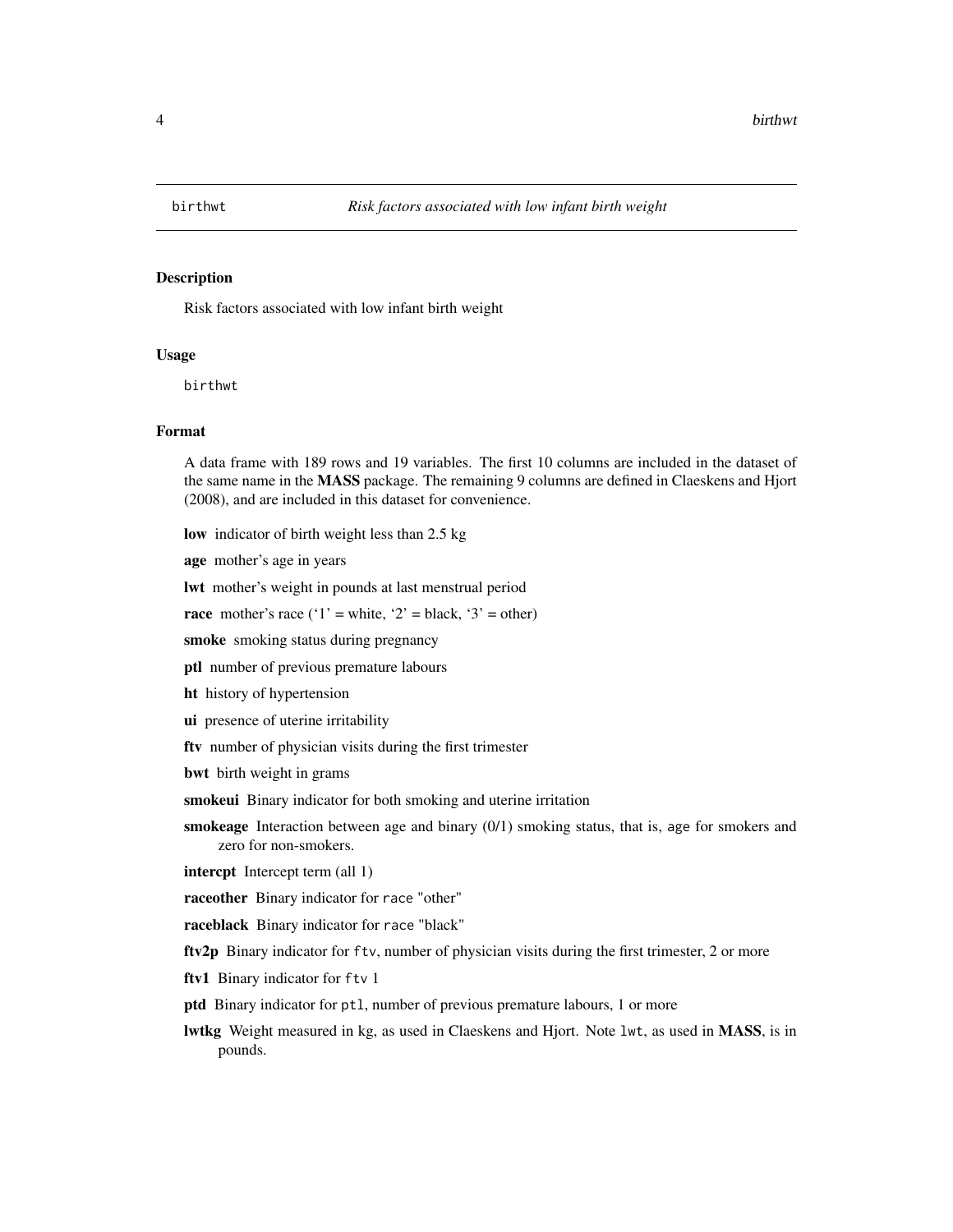`birthwt` *Risk factors associated with low infant birth weight*

## Description

Risk factors associated with low infant birth weight

## Usage

```
birthwt
```

## Format

A data frame with 189 rows and 19 variables. The first 10 columns are included in the dataset of the same name in the **MASS** package. The remaining 9 columns are defined in Claeskens and Hjort (2008), and are included in this dataset for convenience.

**low** indicator of birth weight less than 2.5 kg

**age** mother's age in years

**lwt** mother's weight in pounds at last menstrual period

**race** mother's race ('1' = white, '2' = black, '3' = other)

**smoke** smoking status during pregnancy

**ptl** number of previous premature labours

**ht** history of hypertension

**ui** presence of uterine irritability

**ftv** number of physician visits during the first trimester

**bwt** birth weight in grams

**smokeui** Binary indicator for both smoking and uterine irritation

**smokeage** Interaction between age and binary (0/1) smoking status, that is, `age` for smokers and zero for non-smokers.

**intercpt** Intercept term (all 1)

**raceother** Binary indicator for `race` "other"

**raceblack** Binary indicator for `race` "black"

**ftv2p** Binary indicator for `ftv`, number of physician visits during the first trimester, 2 or more

**ftv1** Binary indicator for `ftv` 1

**ptd** Binary indicator for `ptl`, number of previous premature labours, 1 or more

**lwtkg** Weight measured in kg, as used in Claeskens and Hjort. Note `lwt`, as used in **MASS**, is in pounds.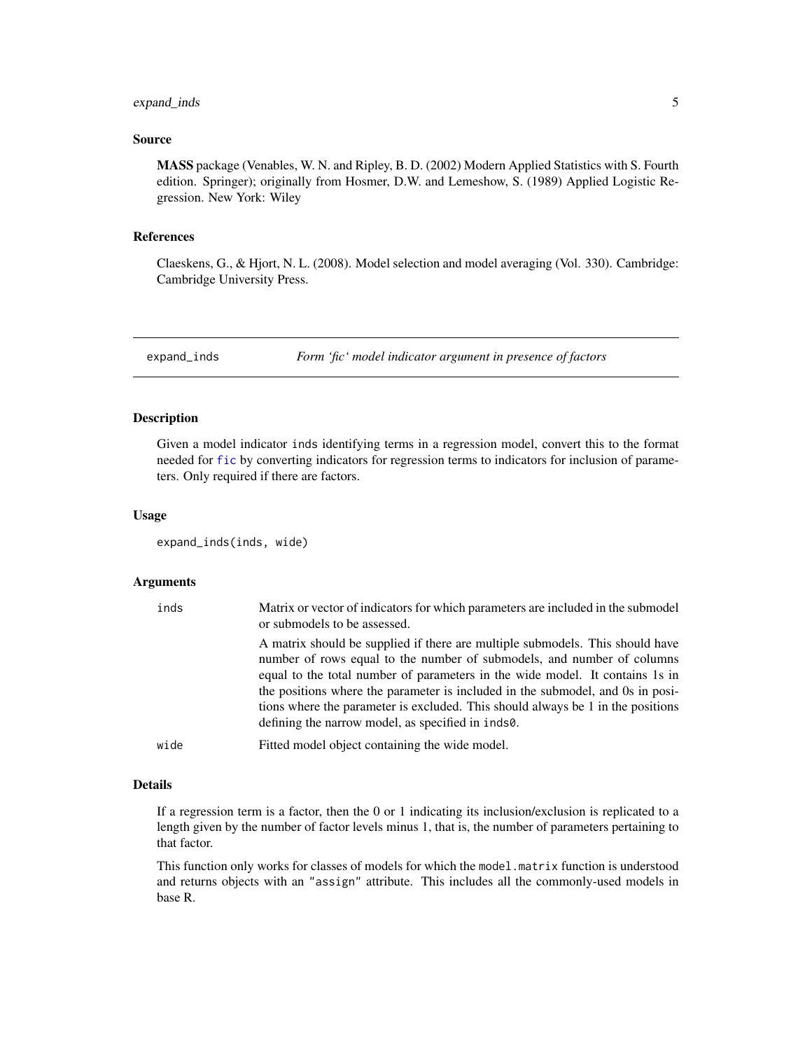### Source

**MASS** package (Venables, W. N. and Ripley, B. D. (2002) Modern Applied Statistics with S. Fourth edition. Springer); originally from Hosmer, D.W. and Lemeshow, S. (1989) Applied Logistic Regression. New York: Wiley

### References

Claeskens, G., & Hjort, N. L. (2008). Model selection and model averaging (Vol. 330). Cambridge: Cambridge University Press.

---

## expand_inds — *Form 'fic' model indicator argument in presence of factors*

---

### Description

Given a model indicator `inds` identifying terms in a regression model, convert this to the format needed for `fic` by converting indicators for regression terms to indicators for inclusion of parameters. Only required if there are factors.

### Usage

```
expand_inds(inds, wide)
```

### Arguments

| | |
|---|---|
| `inds` | Matrix or vector of indicators for which parameters are included in the submodel or submodels to be assessed.<br><br>A matrix should be supplied if there are multiple submodels. This should have number of rows equal to the number of submodels, and number of columns equal to the total number of parameters in the wide model. It contains 1s in the positions where the parameter is included in the submodel, and 0s in positions where the parameter is excluded. This should always be 1 in the positions defining the narrow model, as specified in `inds0`. |
| `wide` | Fitted model object containing the wide model. |

### Details

If a regression term is a factor, then the 0 or 1 indicating its inclusion/exclusion is replicated to a length given by the number of factor levels minus 1, that is, the number of parameters pertaining to that factor.

This function only works for classes of models for which the `model.matrix` function is understood and returns objects with an `"assign"` attribute. This includes all the commonly-used models in base R.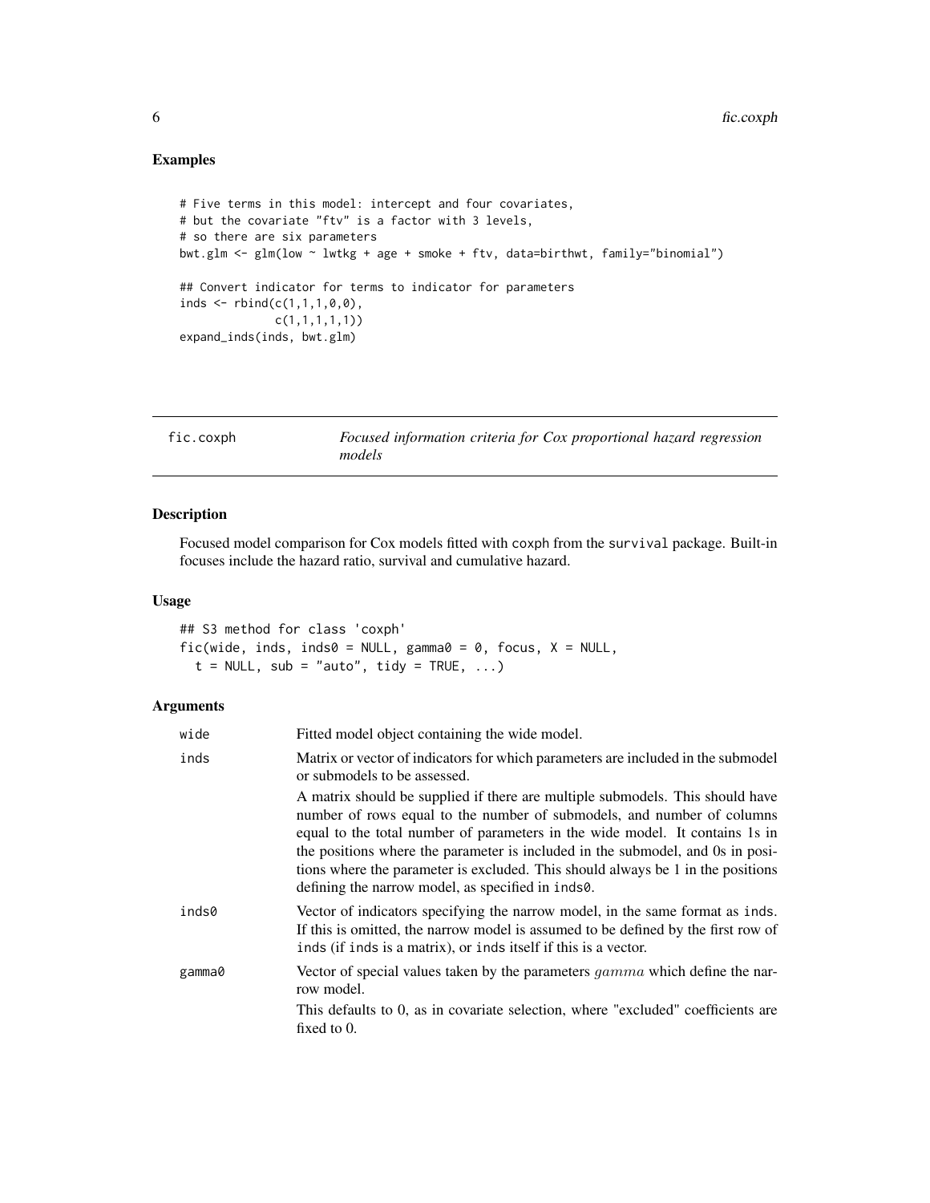## Examples

```
# Five terms in this model: intercept and four covariates,
# but the covariate "ftv" is a factor with 3 levels,
# so there are six parameters
bwt.glm <- glm(low ~ lwtkg + age + smoke + ftv, data=birthwt, family="binomial")

## Convert indicator for terms to indicator for parameters
inds <- rbind(c(1,1,1,0,0),
              c(1,1,1,1,1))
expand_inds(inds, bwt.glm)
```

# fic.coxph — *Focused information criteria for Cox proportional hazard regression models*

## Description

Focused model comparison for Cox models fitted with coxph from the survival package. Built-in focuses include the hazard ratio, survival and cumulative hazard.

## Usage

```
## S3 method for class 'coxph'
fic(wide, inds, inds0 = NULL, gamma0 = 0, focus, X = NULL,
  t = NULL, sub = "auto", tidy = TRUE, ...)
```

## Arguments

| | |
|---|---|
| wide | Fitted model object containing the wide model. |
| inds | Matrix or vector of indicators for which parameters are included in the submodel or submodels to be assessed.<br><br>A matrix should be supplied if there are multiple submodels. This should have number of rows equal to the number of submodels, and number of columns equal to the total number of parameters in the wide model. It contains 1s in the positions where the parameter is included in the submodel, and 0s in positions where the parameter is excluded. This should always be 1 in the positions defining the narrow model, as specified in inds0. |
| inds0 | Vector of indicators specifying the narrow model, in the same format as inds. If this is omitted, the narrow model is assumed to be defined by the first row of inds (if inds is a matrix), or inds itself if this is a vector. |
| gamma0 | Vector of special values taken by the parameters $gamma$ which define the narrow model.<br><br>This defaults to 0, as in covariate selection, where "excluded" coefficients are fixed to 0. |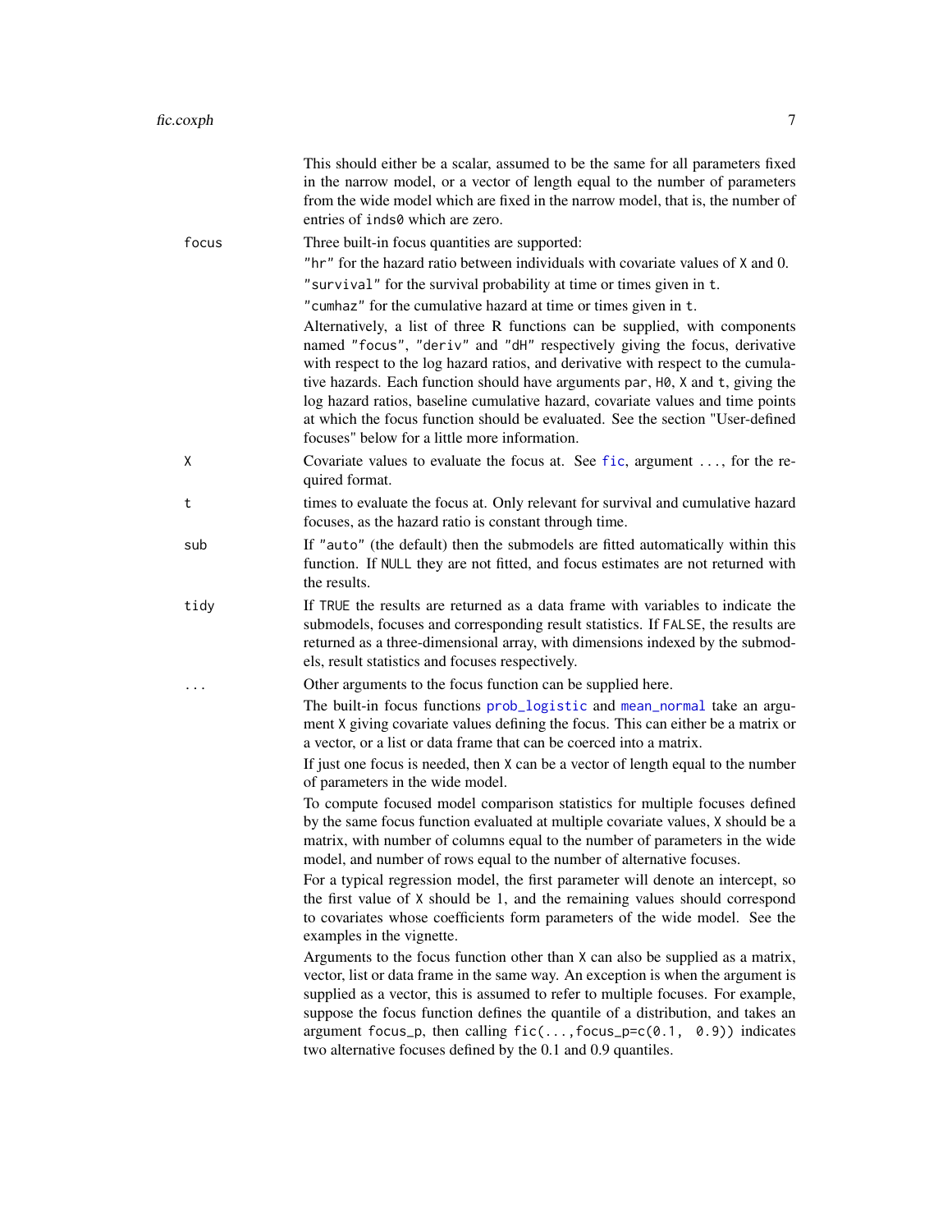This should either be a scalar, assumed to be the same for all parameters fixed in the narrow model, or a vector of length equal to the number of parameters from the wide model which are fixed in the narrow model, that is, the number of entries of `inds0` which are zero.

**focus**
: Three built-in focus quantities are supported:

  `"hr"` for the hazard ratio between individuals with covariate values of `X` and 0.

  `"survival"` for the survival probability at time or times given in `t`.

  `"cumhaz"` for the cumulative hazard at time or times given in `t`.

  Alternatively, a list of three R functions can be supplied, with components named `"focus"`, `"deriv"` and `"dH"` respectively giving the focus, derivative with respect to the log hazard ratios, and derivative with respect to the cumulative hazards. Each function should have arguments `par`, `H0`, `X` and `t`, giving the log hazard ratios, baseline cumulative hazard, covariate values and time points at which the focus function should be evaluated. See the section "User-defined focuses" below for a little more information.

**X**
: Covariate values to evaluate the focus at. See `fic`, argument `...`, for the required format.

**t**
: times to evaluate the focus at. Only relevant for survival and cumulative hazard focuses, as the hazard ratio is constant through time.

**sub**
: If `"auto"` (the default) then the submodels are fitted automatically within this function. If `NULL` they are not fitted, and focus estimates are not returned with the results.

**tidy**
: If `TRUE` the results are returned as a data frame with variables to indicate the submodels, focuses and corresponding result statistics. If `FALSE`, the results are returned as a three-dimensional array, with dimensions indexed by the submodels, result statistics and focuses respectively.

**...**
: Other arguments to the focus function can be supplied here.

  The built-in focus functions `prob_logistic` and `mean_normal` take an argument `X` giving covariate values defining the focus. This can either be a matrix or a vector, or a list or data frame that can be coerced into a matrix.

  If just one focus is needed, then `X` can be a vector of length equal to the number of parameters in the wide model.

  To compute focused model comparison statistics for multiple focuses defined by the same focus function evaluated at multiple covariate values, `X` should be a matrix, with number of columns equal to the number of parameters in the wide model, and number of rows equal to the number of alternative focuses.

  For a typical regression model, the first parameter will denote an intercept, so the first value of `X` should be 1, and the remaining values should correspond to covariates whose coefficients form parameters of the wide model. See the examples in the vignette.

  Arguments to the focus function other than `X` can also be supplied as a matrix, vector, list or data frame in the same way. An exception is when the argument is supplied as a vector, this is assumed to refer to multiple focuses. For example, suppose the focus function defines the quantile of a distribution, and takes an argument `focus_p`, then calling `fic(...,focus_p=c(0.1, 0.9))` indicates two alternative focuses defined by the 0.1 and 0.9 quantiles.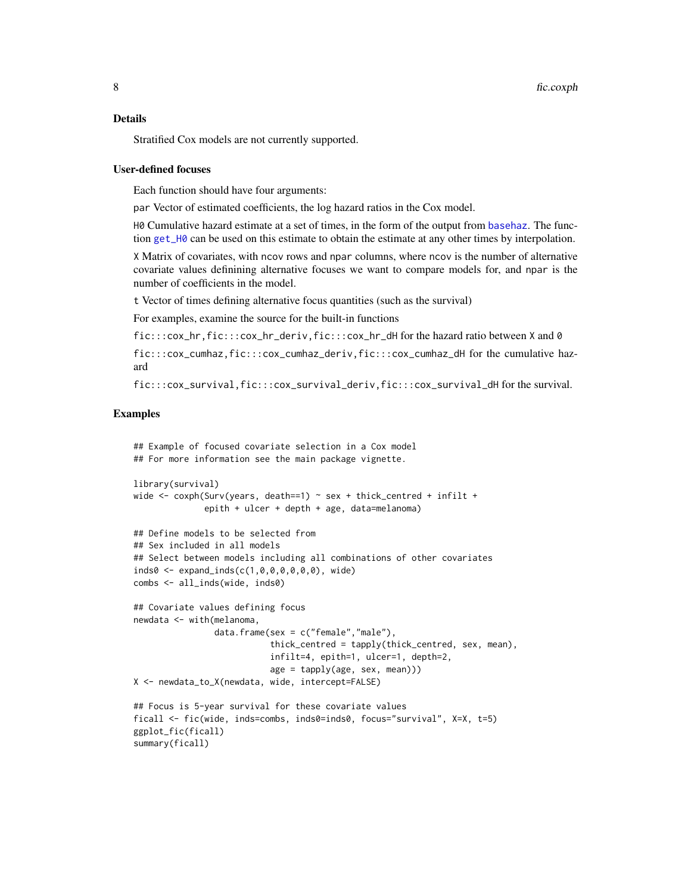### Details

Stratified Cox models are not currently supported.

### User-defined focuses

Each function should have four arguments:

`par` Vector of estimated coefficients, the log hazard ratios in the Cox model.

`H0` Cumulative hazard estimate at a set of times, in the form of the output from basehaz. The function get_H0 can be used on this estimate to obtain the estimate at any other times by interpolation.

`X` Matrix of covariates, with `ncov` rows and `npar` columns, where `ncov` is the number of alternative covariate values definining alternative focuses we want to compare models for, and `npar` is the number of coefficients in the model.

`t` Vector of times defining alternative focus quantities (such as the survival)

For examples, examine the source for the built-in functions

`fic:::cox_hr,fic:::cox_hr_deriv,fic:::cox_hr_dH` for the hazard ratio between `X` and `0`

`fic:::cox_cumhaz,fic:::cox_cumhaz_deriv,fic:::cox_cumhaz_dH` for the cumulative hazard

`fic:::cox_survival,fic:::cox_survival_deriv,fic:::cox_survival_dH` for the survival.

### Examples

```
## Example of focused covariate selection in a Cox model
## For more information see the main package vignette.

library(survival)
wide <- coxph(Surv(years, death==1) ~ sex + thick_centred + infilt +
              epith + ulcer + depth + age, data=melanoma)

## Define models to be selected from
## Sex included in all models
## Select between models including all combinations of other covariates
inds0 <- expand_inds(c(1,0,0,0,0,0,0), wide)
combs <- all_inds(wide, inds0)

## Covariate values defining focus
newdata <- with(melanoma,
                data.frame(sex = c("female","male"),
                           thick_centred = tapply(thick_centred, sex, mean),
                           infilt=4, epith=1, ulcer=1, depth=2,
                           age = tapply(age, sex, mean)))
X <- newdata_to_X(newdata, wide, intercept=FALSE)

## Focus is 5-year survival for these covariate values
ficall <- fic(wide, inds=combs, inds0=inds0, focus="survival", X=X, t=5)
ggplot_fic(ficall)
summary(ficall)
```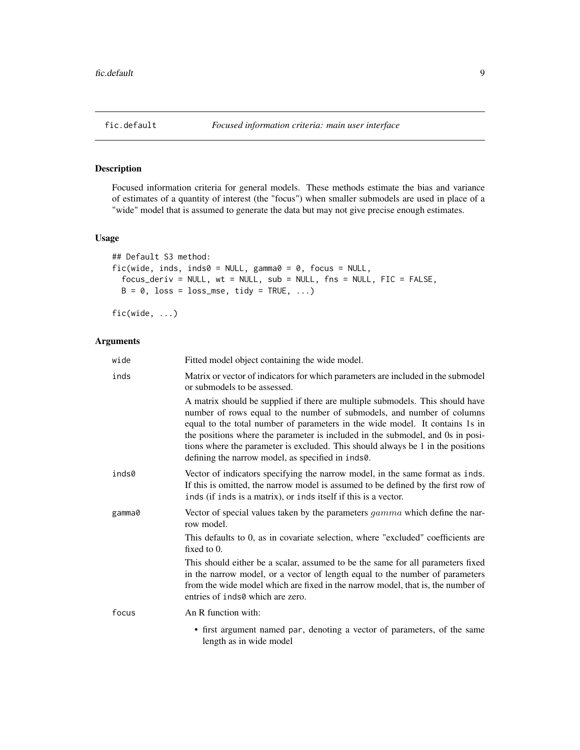# fic.default *Focused information criteria: main user interface*

## Description

Focused information criteria for general models. These methods estimate the bias and variance of estimates of a quantity of interest (the "focus") when smaller submodels are used in place of a "wide" model that is assumed to generate the data but may not give precise enough estimates.

## Usage

```
## Default S3 method:
fic(wide, inds, inds0 = NULL, gamma0 = 0, focus = NULL,
  focus_deriv = NULL, wt = NULL, sub = NULL, fns = NULL, FIC = FALSE,
  B = 0, loss = loss_mse, tidy = TRUE, ...)

fic(wide, ...)
```

## Arguments

| | |
|---|---|
| `wide` | Fitted model object containing the wide model. |
| `inds` | Matrix or vector of indicators for which parameters are included in the submodel or submodels to be assessed.<br><br>A matrix should be supplied if there are multiple submodels. This should have number of rows equal to the number of submodels, and number of columns equal to the total number of parameters in the wide model. It contains 1s in the positions where the parameter is included in the submodel, and 0s in positions where the parameter is excluded. This should always be 1 in the positions defining the narrow model, as specified in `inds0`. |
| `inds0` | Vector of indicators specifying the narrow model, in the same format as `inds`. If this is omitted, the narrow model is assumed to be defined by the first row of `inds` (if `inds` is a matrix), or `inds` itself if this is a vector. |
| `gamma0` | Vector of special values taken by the parameters $gamma$ which define the narrow model.<br><br>This defaults to 0, as in covariate selection, where "excluded" coefficients are fixed to 0.<br><br>This should either be a scalar, assumed to be the same for all parameters fixed in the narrow model, or a vector of length equal to the number of parameters from the wide model which are fixed in the narrow model, that is, the number of entries of `inds0` which are zero. |
| `focus` | An R function with:<br><br>• first argument named `par`, denoting a vector of parameters, of the same length as in wide model |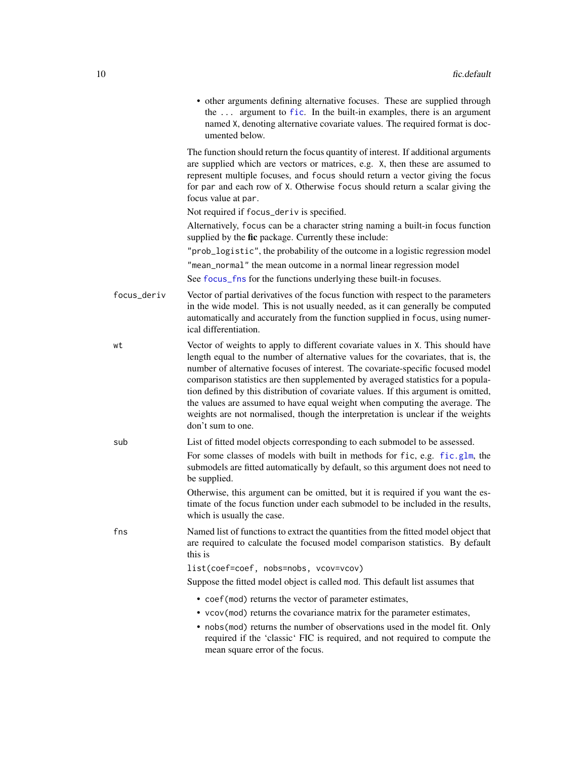- other arguments defining alternative focuses. These are supplied through the `...` argument to `fic`. In the built-in examples, there is an argument named `X`, denoting alternative covariate values. The required format is documented below.

The function should return the focus quantity of interest. If additional arguments are supplied which are vectors or matrices, e.g. `X`, then these are assumed to represent multiple focuses, and `focus` should return a vector giving the focus for `par` and each row of `X`. Otherwise `focus` should return a scalar giving the focus value at `par`.

Not required if `focus_deriv` is specified.

Alternatively, `focus` can be a character string naming a built-in focus function supplied by the **fic** package. Currently these include:

`"prob_logistic"`, the probability of the outcome in a logistic regression model

`"mean_normal"` the mean outcome in a normal linear regression model

See `focus_fns` for the functions underlying these built-in focuses.

`focus_deriv`
: Vector of partial derivatives of the focus function with respect to the parameters in the wide model. This is not usually needed, as it can generally be computed automatically and accurately from the function supplied in `focus`, using numerical differentiation.

`wt`
: Vector of weights to apply to different covariate values in `X`. This should have length equal to the number of alternative values for the covariates, that is, the number of alternative focuses of interest. The covariate-specific focused model comparison statistics are then supplemented by averaged statistics for a population defined by this distribution of covariate values. If this argument is omitted, the values are assumed to have equal weight when computing the average. The weights are not normalised, though the interpretation is unclear if the weights don't sum to one.

`sub`
: List of fitted model objects corresponding to each submodel to be assessed.

  For some classes of models with built in methods for `fic`, e.g. `fic.glm`, the submodels are fitted automatically by default, so this argument does not need to be supplied.

  Otherwise, this argument can be omitted, but it is required if you want the estimate of the focus function under each submodel to be included in the results, which is usually the case.

`fns`
: Named list of functions to extract the quantities from the fitted model object that are required to calculate the focused model comparison statistics. By default this is

  `list(coef=coef, nobs=nobs, vcov=vcov)`

  Suppose the fitted model object is called `mod`. This default list assumes that

  - `coef(mod)` returns the vector of parameter estimates,
  - `vcov(mod)` returns the covariance matrix for the parameter estimates,
  - `nobs(mod)` returns the number of observations used in the model fit. Only required if the 'classic' FIC is required, and not required to compute the mean square error of the focus.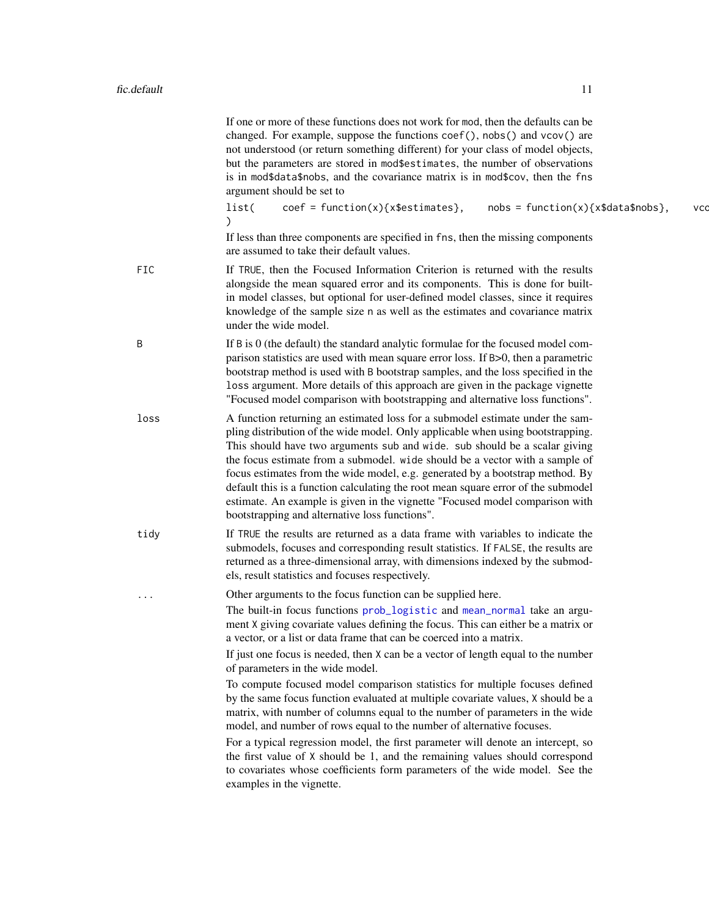If one or more of these functions does not work for mod, then the defaults can be changed. For example, suppose the functions coef(), nobs() and vcov() are not understood (or return something different) for your class of model objects, but the parameters are stored in mod$estimates, the number of observations is in mod$data$nobs, and the covariance matrix is in mod$cov, then the fns argument should be set to

```
list(     coef = function(x){x$estimates},     nobs = function(x){x$data$nobs},     vco
)
```

If less than three components are specified in fns, then the missing components are assumed to take their default values.

**FIC** If TRUE, then the Focused Information Criterion is returned with the results alongside the mean squared error and its components. This is done for built-in model classes, but optional for user-defined model classes, since it requires knowledge of the sample size n as well as the estimates and covariance matrix under the wide model.

**B** If B is 0 (the default) the standard analytic formulae for the focused model comparison statistics are used with mean square error loss. If B>0, then a parametric bootstrap method is used with B bootstrap samples, and the loss specified in the loss argument. More details of this approach are given in the package vignette "Focused model comparison with bootstrapping and alternative loss functions".

**loss** A function returning an estimated loss for a submodel estimate under the sampling distribution of the wide model. Only applicable when using bootstrapping. This should have two arguments sub and wide. sub should be a scalar giving the focus estimate from a submodel. wide should be a vector with a sample of focus estimates from the wide model, e.g. generated by a bootstrap method. By default this is a function calculating the root mean square error of the submodel estimate. An example is given in the vignette "Focused model comparison with bootstrapping and alternative loss functions".

**tidy** If TRUE the results are returned as a data frame with variables to indicate the submodels, focuses and corresponding result statistics. If FALSE, the results are returned as a three-dimensional array, with dimensions indexed by the submodels, result statistics and focuses respectively.

**...** Other arguments to the focus function can be supplied here.

The built-in focus functions prob_logistic and mean_normal take an argument X giving covariate values defining the focus. This can either be a matrix or a vector, or a list or data frame that can be coerced into a matrix.

If just one focus is needed, then X can be a vector of length equal to the number of parameters in the wide model.

To compute focused model comparison statistics for multiple focuses defined by the same focus function evaluated at multiple covariate values, X should be a matrix, with number of columns equal to the number of parameters in the wide model, and number of rows equal to the number of alternative focuses.

For a typical regression model, the first parameter will denote an intercept, so the first value of X should be 1, and the remaining values should correspond to covariates whose coefficients form parameters of the wide model. See the examples in the vignette.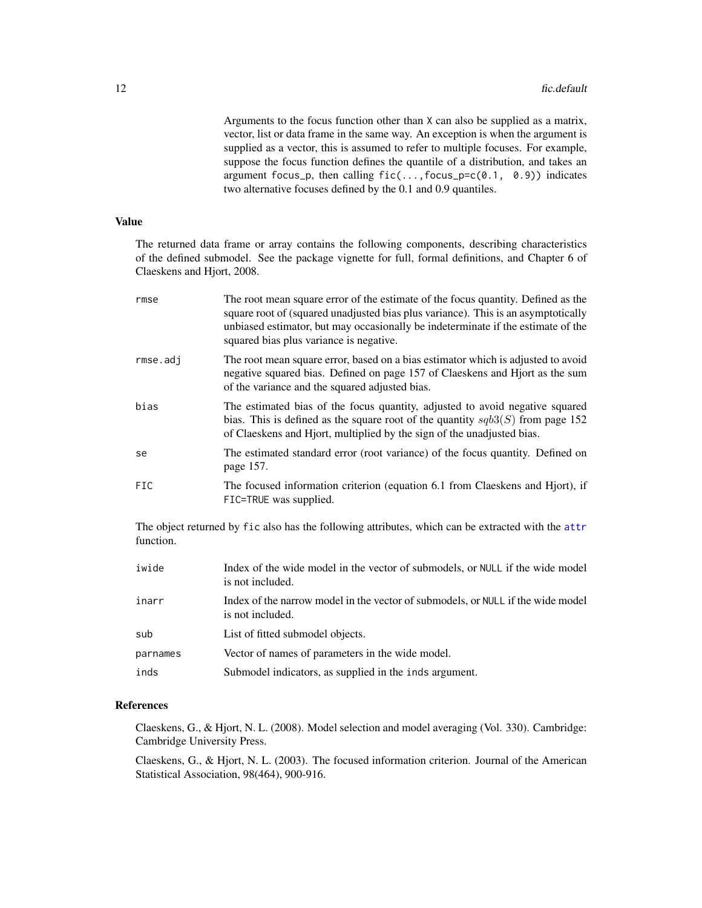Arguments to the focus function other than `X` can also be supplied as a matrix, vector, list or data frame in the same way. An exception is when the argument is supplied as a vector, this is assumed to refer to multiple focuses. For example, suppose the focus function defines the quantile of a distribution, and takes an argument `focus_p`, then calling `fic(...,focus_p=c(0.1, 0.9))` indicates two alternative focuses defined by the 0.1 and 0.9 quantiles.

## Value

The returned data frame or array contains the following components, describing characteristics of the defined submodel. See the package vignette for full, formal definitions, and Chapter 6 of Claeskens and Hjort, 2008.

- `rmse` — The root mean square error of the estimate of the focus quantity. Defined as the square root of (squared unadjusted bias plus variance). This is an asymptotically unbiased estimator, but may occasionally be indeterminate if the estimate of the squared bias plus variance is negative.
- `rmse.adj` — The root mean square error, based on a bias estimator which is adjusted to avoid negative squared bias. Defined on page 157 of Claeskens and Hjort as the sum of the variance and the squared adjusted bias.
- `bias` — The estimated bias of the focus quantity, adjusted to avoid negative squared bias. This is defined as the square root of the quantity $sqb3(S)$ from page 152 of Claeskens and Hjort, multiplied by the sign of the unadjusted bias.
- `se` — The estimated standard error (root variance) of the focus quantity. Defined on page 157.
- `FIC` — The focused information criterion (equation 6.1 from Claeskens and Hjort), if `FIC=TRUE` was supplied.

The object returned by `fic` also has the following attributes, which can be extracted with the `attr` function.

- `iwide` — Index of the wide model in the vector of submodels, or `NULL` if the wide model is not included.
- `inarr` — Index of the narrow model in the vector of submodels, or `NULL` if the wide model is not included.
- `sub` — List of fitted submodel objects.
- `parnames` — Vector of names of parameters in the wide model.
- `inds` — Submodel indicators, as supplied in the `inds` argument.

## References

Claeskens, G., & Hjort, N. L. (2008). Model selection and model averaging (Vol. 330). Cambridge: Cambridge University Press.

Claeskens, G., & Hjort, N. L. (2003). The focused information criterion. Journal of the American Statistical Association, 98(464), 900-916.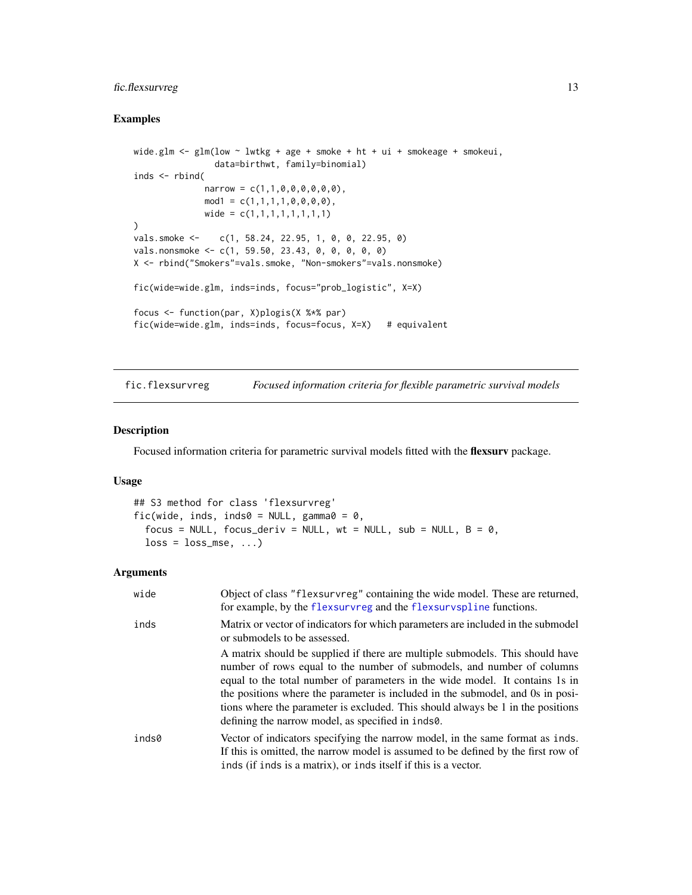## Examples

```
wide.glm <- glm(low ~ lwtkg + age + smoke + ht + ui + smokeage + smokeui,
                data=birthwt, family=binomial)
inds <- rbind(
              narrow = c(1,1,0,0,0,0,0,0),
              mod1 = c(1,1,1,1,0,0,0,0),
              wide = c(1,1,1,1,1,1,1,1)
)
vals.smoke <-    c(1, 58.24, 22.95, 1, 0, 0, 22.95, 0)
vals.nonsmoke <- c(1, 59.50, 23.43, 0, 0, 0, 0, 0)
X <- rbind("Smokers"=vals.smoke, "Non-smokers"=vals.nonsmoke)

fic(wide=wide.glm, inds=inds, focus="prob_logistic", X=X)

focus <- function(par, X)plogis(X %*% par)
fic(wide=wide.glm, inds=inds, focus=focus, X=X)   # equivalent
```

---

# fic.flexsurvreg — *Focused information criteria for flexible parametric survival models*

## Description

Focused information criteria for parametric survival models fitted with the **flexsurv** package.

## Usage

```
## S3 method for class 'flexsurvreg'
fic(wide, inds, inds0 = NULL, gamma0 = 0,
  focus = NULL, focus_deriv = NULL, wt = NULL, sub = NULL, B = 0,
  loss = loss_mse, ...)
```

## Arguments

**wide** — Object of class "flexsurvreg" containing the wide model. These are returned, for example, by the `flexsurvreg` and the `flexsurvspline` functions.

**inds** — Matrix or vector of indicators for which parameters are included in the submodel or submodels to be assessed.

A matrix should be supplied if there are multiple submodels. This should have number of rows equal to the number of submodels, and number of columns equal to the total number of parameters in the wide model. It contains 1s in the positions where the parameter is included in the submodel, and 0s in positions where the parameter is excluded. This should always be 1 in the positions defining the narrow model, as specified in `inds0`.

**inds0** — Vector of indicators specifying the narrow model, in the same format as `inds`. If this is omitted, the narrow model is assumed to be defined by the first row of `inds` (if `inds` is a matrix), or `inds` itself if this is a vector.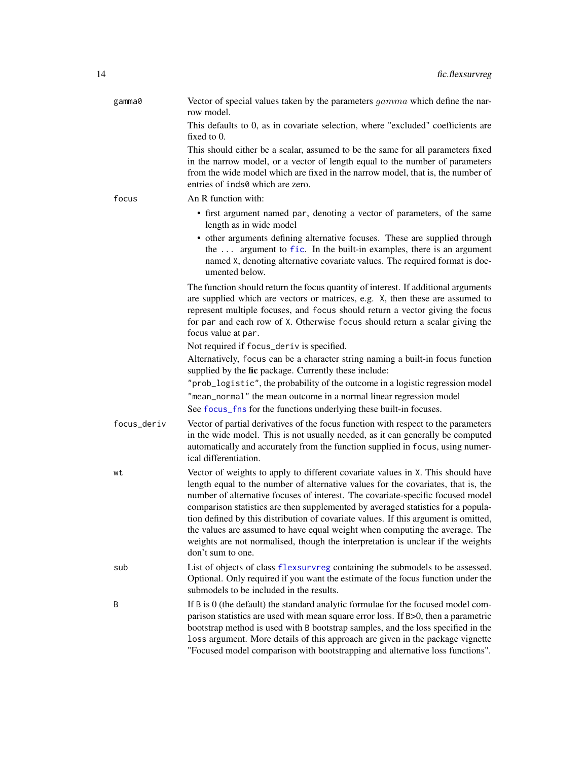`gamma0`
: Vector of special values taken by the parameters $gamma$ which define the narrow model.

  This defaults to 0, as in covariate selection, where "excluded" coefficients are fixed to 0.

  This should either be a scalar, assumed to be the same for all parameters fixed in the narrow model, or a vector of length equal to the number of parameters from the wide model which are fixed in the narrow model, that is, the number of entries of `inds0` which are zero.

`focus`
: An R function with:

  - first argument named `par`, denoting a vector of parameters, of the same length as in wide model
  - other arguments defining alternative focuses. These are supplied through the `...` argument to `fic`. In the built-in examples, there is an argument named `X`, denoting alternative covariate values. The required format is documented below.

  The function should return the focus quantity of interest. If additional arguments are supplied which are vectors or matrices, e.g. `X`, then these are assumed to represent multiple focuses, and `focus` should return a vector giving the focus for `par` and each row of `X`. Otherwise `focus` should return a scalar giving the focus value at `par`.

  Not required if `focus_deriv` is specified.

  Alternatively, `focus` can be a character string naming a built-in focus function supplied by the **fic** package. Currently these include:

  `"prob_logistic"`, the probability of the outcome in a logistic regression model

  `"mean_normal"` the mean outcome in a normal linear regression model

  See `focus_fns` for the functions underlying these built-in focuses.

`focus_deriv`
: Vector of partial derivatives of the focus function with respect to the parameters in the wide model. This is not usually needed, as it can generally be computed automatically and accurately from the function supplied in `focus`, using numerical differentiation.

`wt`
: Vector of weights to apply to different covariate values in `X`. This should have length equal to the number of alternative values for the covariates, that is, the number of alternative focuses of interest. The covariate-specific focused model comparison statistics are then supplemented by averaged statistics for a population defined by this distribution of covariate values. If this argument is omitted, the values are assumed to have equal weight when computing the average. The weights are not normalised, though the interpretation is unclear if the weights don't sum to one.

`sub`
: List of objects of class `flexsurvreg` containing the submodels to be assessed. Optional. Only required if you want the estimate of the focus function under the submodels to be included in the results.

`B`
: If `B` is 0 (the default) the standard analytic formulae for the focused model comparison statistics are used with mean square error loss. If `B>0`, then a parametric bootstrap method is used with `B` bootstrap samples, and the loss specified in the `loss` argument. More details of this approach are given in the package vignette "Focused model comparison with bootstrapping and alternative loss functions".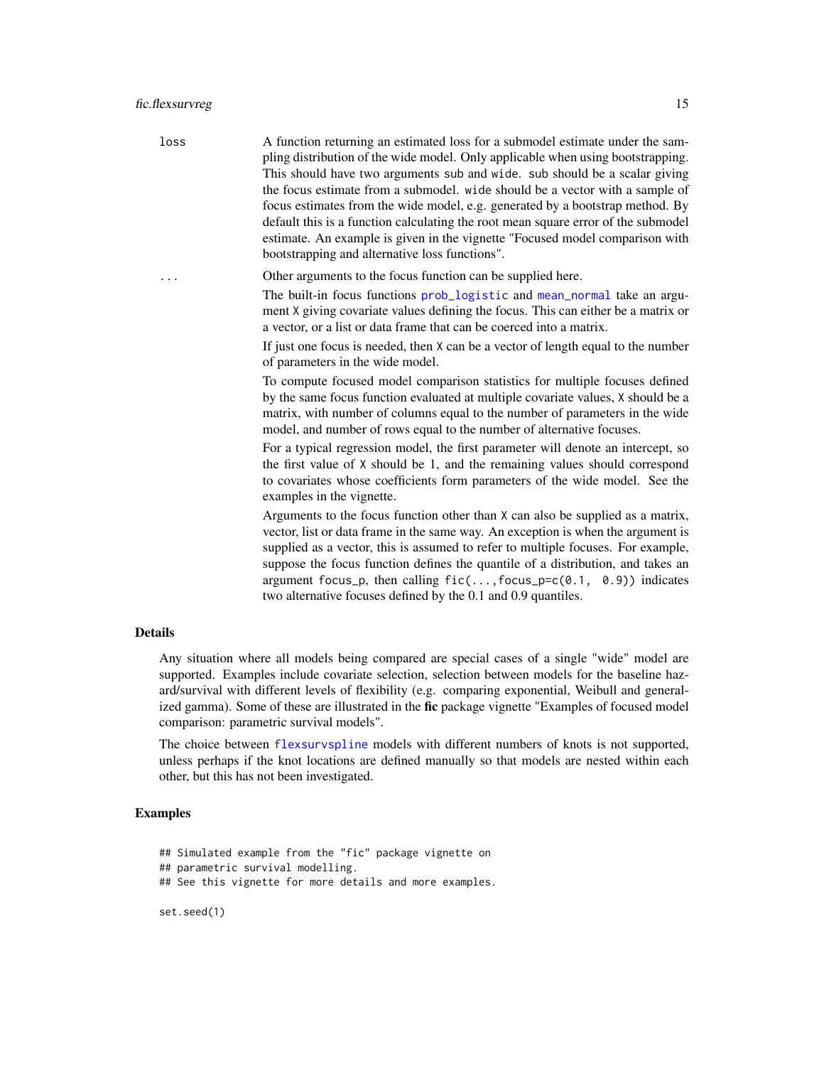loss
: A function returning an estimated loss for a submodel estimate under the sampling distribution of the wide model. Only applicable when using bootstrapping. This should have two arguments `sub` and `wide`. `sub` should be a scalar giving the focus estimate from a submodel. `wide` should be a vector with a sample of focus estimates from the wide model, e.g. generated by a bootstrap method. By default this is a function calculating the root mean square error of the submodel estimate. An example is given in the vignette "Focused model comparison with bootstrapping and alternative loss functions".

...
: Other arguments to the focus function can be supplied here.

  The built-in focus functions `prob_logistic` and `mean_normal` take an argument `X` giving covariate values defining the focus. This can either be a matrix or a vector, or a list or data frame that can be coerced into a matrix.

  If just one focus is needed, then `X` can be a vector of length equal to the number of parameters in the wide model.

  To compute focused model comparison statistics for multiple focuses defined by the same focus function evaluated at multiple covariate values, `X` should be a matrix, with number of columns equal to the number of parameters in the wide model, and number of rows equal to the number of alternative focuses.

  For a typical regression model, the first parameter will denote an intercept, so the first value of `X` should be 1, and the remaining values should correspond to covariates whose coefficients form parameters of the wide model. See the examples in the vignette.

  Arguments to the focus function other than `X` can also be supplied as a matrix, vector, list or data frame in the same way. An exception is when the argument is supplied as a vector, this is assumed to refer to multiple focuses. For example, suppose the focus function defines the quantile of a distribution, and takes an argument `focus_p`, then calling `fic(...,focus_p=c(0.1, 0.9))` indicates two alternative focuses defined by the 0.1 and 0.9 quantiles.

## Details

Any situation where all models being compared are special cases of a single "wide" model are supported. Examples include covariate selection, selection between models for the baseline hazard/survival with different levels of flexibility (e.g. comparing exponential, Weibull and generalized gamma). Some of these are illustrated in the **fic** package vignette "Examples of focused model comparison: parametric survival models".

The choice between `flexsurvspline` models with different numbers of knots is not supported, unless perhaps if the knot locations are defined manually so that models are nested within each other, but this has not been investigated.

## Examples

```
## Simulated example from the "fic" package vignette on
## parametric survival modelling.
## See this vignette for more details and more examples.

set.seed(1)
```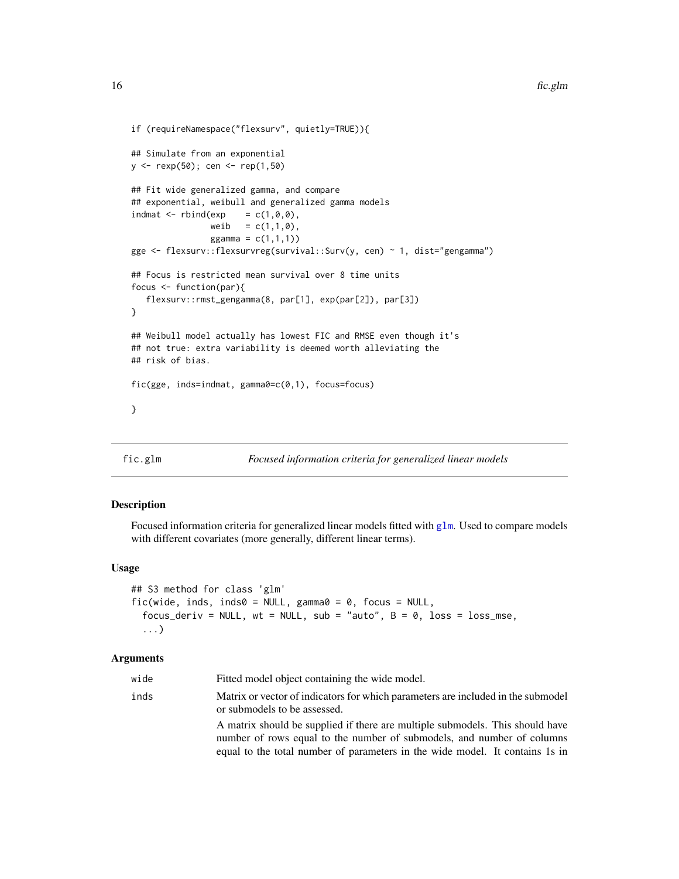```
if (requireNamespace("flexsurv", quietly=TRUE)){

## Simulate from an exponential
y <- rexp(50); cen <- rep(1,50)

## Fit wide generalized gamma, and compare
## exponential, weibull and generalized gamma models
indmat <- rbind(exp    = c(1,0,0),
                weib   = c(1,1,0),
                ggamma = c(1,1,1))
gge <- flexsurv::flexsurvreg(survival::Surv(y, cen) ~ 1, dist="gengamma")

## Focus is restricted mean survival over 8 time units
focus <- function(par){
   flexsurv::rmst_gengamma(8, par[1], exp(par[2]), par[3])
}

## Weibull model actually has lowest FIC and RMSE even though it's
## not true: extra variability is deemed worth alleviating the
## risk of bias.

fic(gge, inds=indmat, gamma0=c(0,1), focus=focus)

}
```

## fic.glm — *Focused information criteria for generalized linear models*

### Description

Focused information criteria for generalized linear models fitted with `glm`. Used to compare models with different covariates (more generally, different linear terms).

### Usage

```
## S3 method for class 'glm'
fic(wide, inds, inds0 = NULL, gamma0 = 0, focus = NULL,
  focus_deriv = NULL, wt = NULL, sub = "auto", B = 0, loss = loss_mse,
  ...)
```

### Arguments

`wide` Fitted model object containing the wide model.

`inds` Matrix or vector of indicators for which parameters are included in the submodel or submodels to be assessed.

A matrix should be supplied if there are multiple submodels. This should have number of rows equal to the number of submodels, and number of columns equal to the total number of parameters in the wide model. It contains 1s in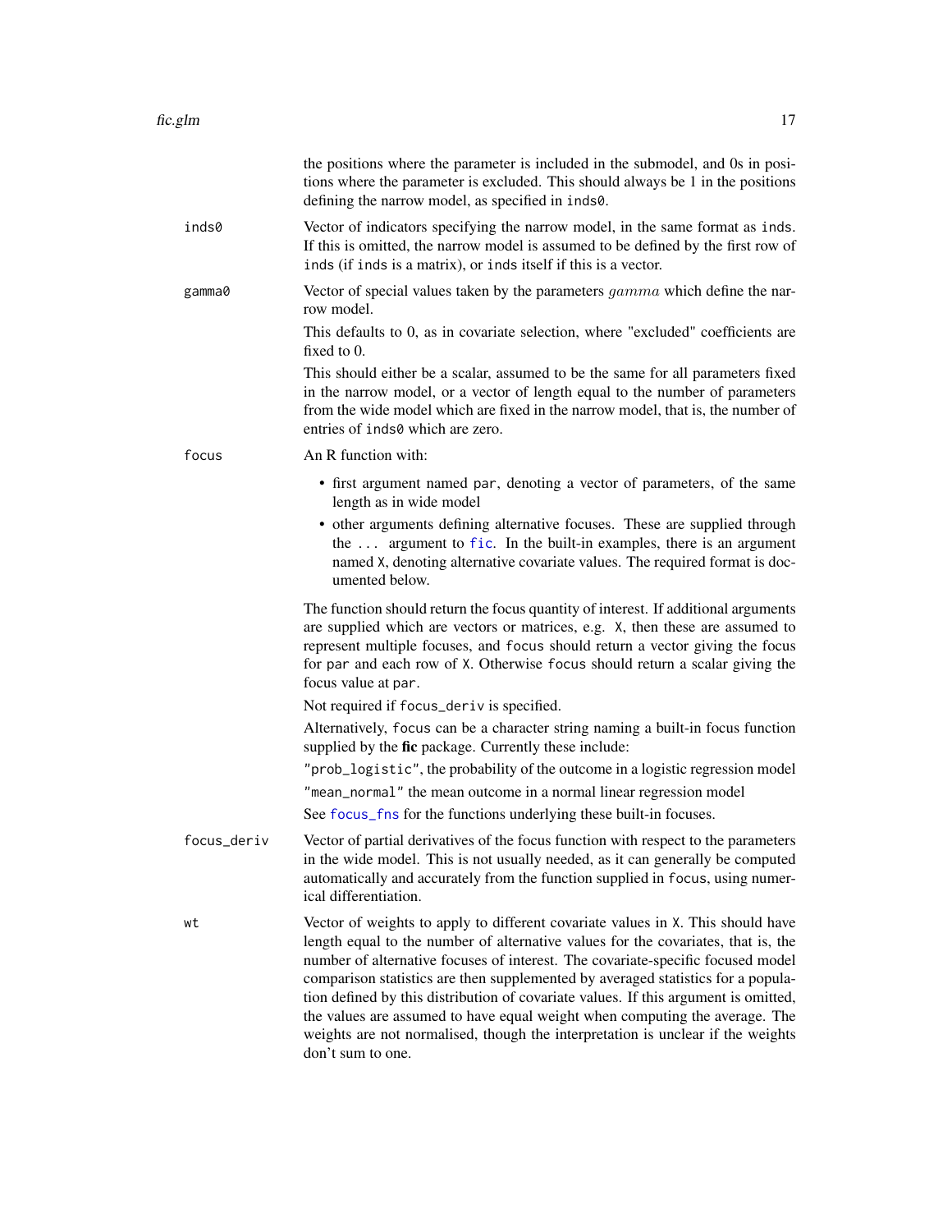the positions where the parameter is included in the submodel, and 0s in positions where the parameter is excluded. This should always be 1 in the positions defining the narrow model, as specified in `inds0`.

`inds0`
: Vector of indicators specifying the narrow model, in the same format as `inds`. If this is omitted, the narrow model is assumed to be defined by the first row of `inds` (if `inds` is a matrix), or `inds` itself if this is a vector.

`gamma0`
: Vector of special values taken by the parameters $gamma$ which define the narrow model.

  This defaults to 0, as in covariate selection, where "excluded" coefficients are fixed to 0.

  This should either be a scalar, assumed to be the same for all parameters fixed in the narrow model, or a vector of length equal to the number of parameters from the wide model which are fixed in the narrow model, that is, the number of entries of `inds0` which are zero.

`focus`
: An R function with:

  - first argument named `par`, denoting a vector of parameters, of the same length as in wide model
  - other arguments defining alternative focuses. These are supplied through the `...` argument to `fic`. In the built-in examples, there is an argument named `X`, denoting alternative covariate values. The required format is documented below.

  The function should return the focus quantity of interest. If additional arguments are supplied which are vectors or matrices, e.g. `X`, then these are assumed to represent multiple focuses, and `focus` should return a vector giving the focus for `par` and each row of `X`. Otherwise `focus` should return a scalar giving the focus value at `par`.

  Not required if `focus_deriv` is specified.

  Alternatively, `focus` can be a character string naming a built-in focus function supplied by the **fic** package. Currently these include:

  `"prob_logistic"`, the probability of the outcome in a logistic regression model

  `"mean_normal"` the mean outcome in a normal linear regression model

  See `focus_fns` for the functions underlying these built-in focuses.

`focus_deriv`
: Vector of partial derivatives of the focus function with respect to the parameters in the wide model. This is not usually needed, as it can generally be computed automatically and accurately from the function supplied in `focus`, using numerical differentiation.

`wt`
: Vector of weights to apply to different covariate values in `X`. This should have length equal to the number of alternative values for the covariates, that is, the number of alternative focuses of interest. The covariate-specific focused model comparison statistics are then supplemented by averaged statistics for a population defined by this distribution of covariate values. If this argument is omitted, the values are assumed to have equal weight when computing the average. The weights are not normalised, though the interpretation is unclear if the weights don't sum to one.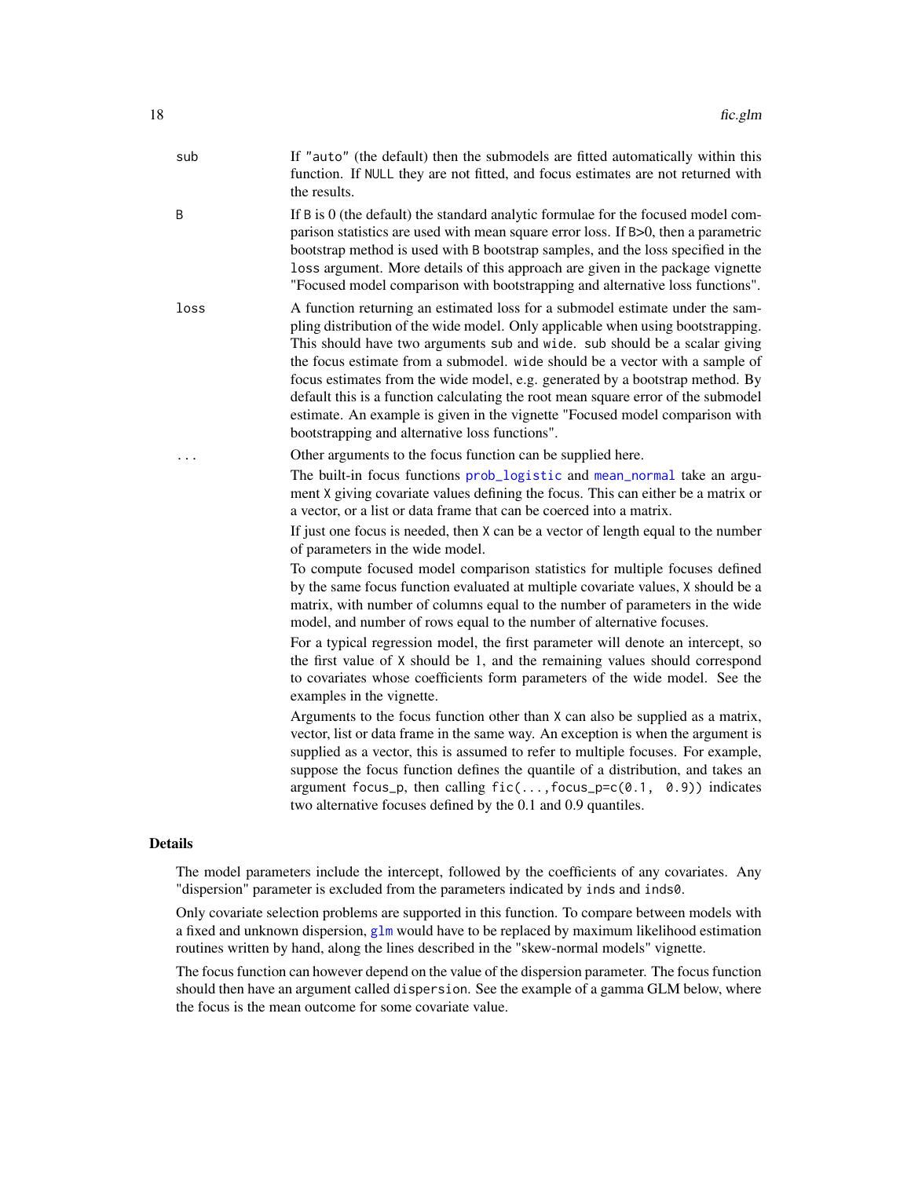| | |
|---|---|
| sub | If "auto" (the default) then the submodels are fitted automatically within this function. If NULL they are not fitted, and focus estimates are not returned with the results. |
| B | If B is 0 (the default) the standard analytic formulae for the focused model comparison statistics are used with mean square error loss. If B>0, then a parametric bootstrap method is used with B bootstrap samples, and the loss specified in the loss argument. More details of this approach are given in the package vignette "Focused model comparison with bootstrapping and alternative loss functions". |
| loss | A function returning an estimated loss for a submodel estimate under the sampling distribution of the wide model. Only applicable when using bootstrapping. This should have two arguments sub and wide. sub should be a scalar giving the focus estimate from a submodel. wide should be a vector with a sample of focus estimates from the wide model, e.g. generated by a bootstrap method. By default this is a function calculating the root mean square error of the submodel estimate. An example is given in the vignette "Focused model comparison with bootstrapping and alternative loss functions". |
| ... | Other arguments to the focus function can be supplied here. |

The built-in focus functions prob_logistic and mean_normal take an argument X giving covariate values defining the focus. This can either be a matrix or a vector, or a list or data frame that can be coerced into a matrix.

If just one focus is needed, then X can be a vector of length equal to the number of parameters in the wide model.

To compute focused model comparison statistics for multiple focuses defined by the same focus function evaluated at multiple covariate values, X should be a matrix, with number of columns equal to the number of parameters in the wide model, and number of rows equal to the number of alternative focuses.

For a typical regression model, the first parameter will denote an intercept, so the first value of X should be 1, and the remaining values should correspond to covariates whose coefficients form parameters of the wide model. See the examples in the vignette.

Arguments to the focus function other than X can also be supplied as a matrix, vector, list or data frame in the same way. An exception is when the argument is supplied as a vector, this is assumed to refer to multiple focuses. For example, suppose the focus function defines the quantile of a distribution, and takes an argument focus_p, then calling `fic(...,focus_p=c(0.1, 0.9))` indicates two alternative focuses defined by the 0.1 and 0.9 quantiles.

## Details

The model parameters include the intercept, followed by the coefficients of any covariates. Any "dispersion" parameter is excluded from the parameters indicated by inds and inds0.

Only covariate selection problems are supported in this function. To compare between models with a fixed and unknown dispersion, glm would have to be replaced by maximum likelihood estimation routines written by hand, along the lines described in the "skew-normal models" vignette.

The focus function can however depend on the value of the dispersion parameter. The focus function should then have an argument called dispersion. See the example of a gamma GLM below, where the focus is the mean outcome for some covariate value.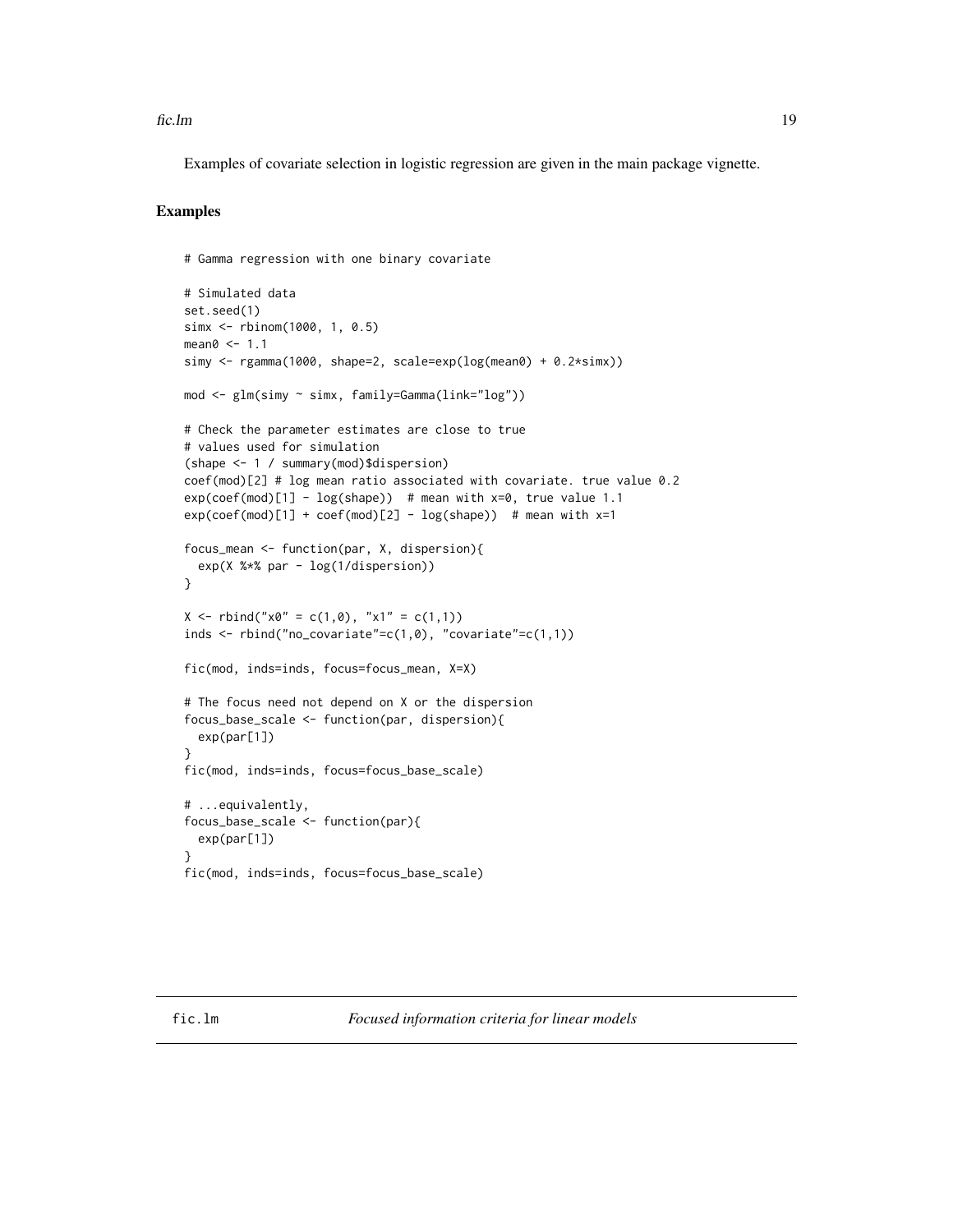Examples of covariate selection in logistic regression are given in the main package vignette.

## Examples

```
# Gamma regression with one binary covariate

# Simulated data
set.seed(1)
simx <- rbinom(1000, 1, 0.5)
mean0 <- 1.1
simy <- rgamma(1000, shape=2, scale=exp(log(mean0) + 0.2*simx))

mod <- glm(simy ~ simx, family=Gamma(link="log"))

# Check the parameter estimates are close to true
# values used for simulation
(shape <- 1 / summary(mod)$dispersion)
coef(mod)[2] # log mean ratio associated with covariate. true value 0.2
exp(coef(mod)[1] - log(shape))  # mean with x=0, true value 1.1
exp(coef(mod)[1] + coef(mod)[2] - log(shape))  # mean with x=1

focus_mean <- function(par, X, dispersion){
  exp(X %*% par - log(1/dispersion))
}

X <- rbind("x0" = c(1,0), "x1" = c(1,1))
inds <- rbind("no_covariate"=c(1,0), "covariate"=c(1,1))

fic(mod, inds=inds, focus=focus_mean, X=X)

# The focus need not depend on X or the dispersion
focus_base_scale <- function(par, dispersion){
  exp(par[1])
}
fic(mod, inds=inds, focus=focus_base_scale)

# ...equivalently,
focus_base_scale <- function(par){
  exp(par[1])
}
fic(mod, inds=inds, focus=focus_base_scale)
```

---

fic.lm *Focused information criteria for linear models*

---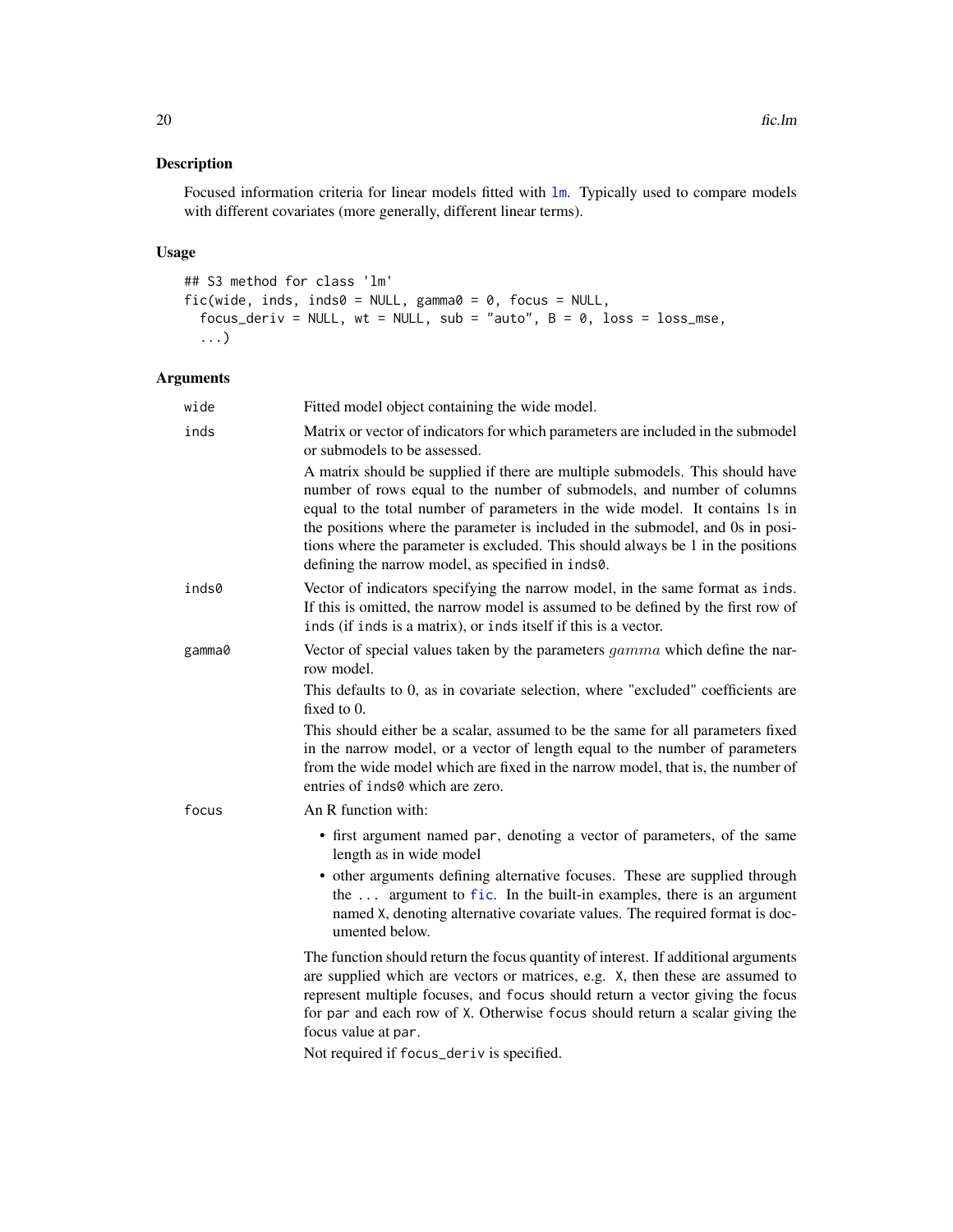## Description

Focused information criteria for linear models fitted with `lm`. Typically used to compare models with different covariates (more generally, different linear terms).

## Usage

```
## S3 method for class 'lm'
fic(wide, inds, inds0 = NULL, gamma0 = 0, focus = NULL,
  focus_deriv = NULL, wt = NULL, sub = "auto", B = 0, loss = loss_mse,
  ...)
```

## Arguments

`wide` Fitted model object containing the wide model.

`inds` Matrix or vector of indicators for which parameters are included in the submodel or submodels to be assessed.

A matrix should be supplied if there are multiple submodels. This should have number of rows equal to the number of submodels, and number of columns equal to the total number of parameters in the wide model. It contains 1s in the positions where the parameter is included in the submodel, and 0s in positions where the parameter is excluded. This should always be 1 in the positions defining the narrow model, as specified in `inds0`.

`inds0` Vector of indicators specifying the narrow model, in the same format as `inds`. If this is omitted, the narrow model is assumed to be defined by the first row of `inds` (if `inds` is a matrix), or `inds` itself if this is a vector.

`gamma0` Vector of special values taken by the parameters $gamma$ which define the narrow model.

This defaults to 0, as in covariate selection, where "excluded" coefficients are fixed to 0.

This should either be a scalar, assumed to be the same for all parameters fixed in the narrow model, or a vector of length equal to the number of parameters from the wide model which are fixed in the narrow model, that is, the number of entries of `inds0` which are zero.

`focus` An R function with:

- first argument named `par`, denoting a vector of parameters, of the same length as in wide model
- other arguments defining alternative focuses. These are supplied through the `...` argument to `fic`. In the built-in examples, there is an argument named `X`, denoting alternative covariate values. The required format is documented below.

The function should return the focus quantity of interest. If additional arguments are supplied which are vectors or matrices, e.g. `X`, then these are assumed to represent multiple focuses, and `focus` should return a vector giving the focus for `par` and each row of `X`. Otherwise `focus` should return a scalar giving the focus value at `par`.

Not required if `focus_deriv` is specified.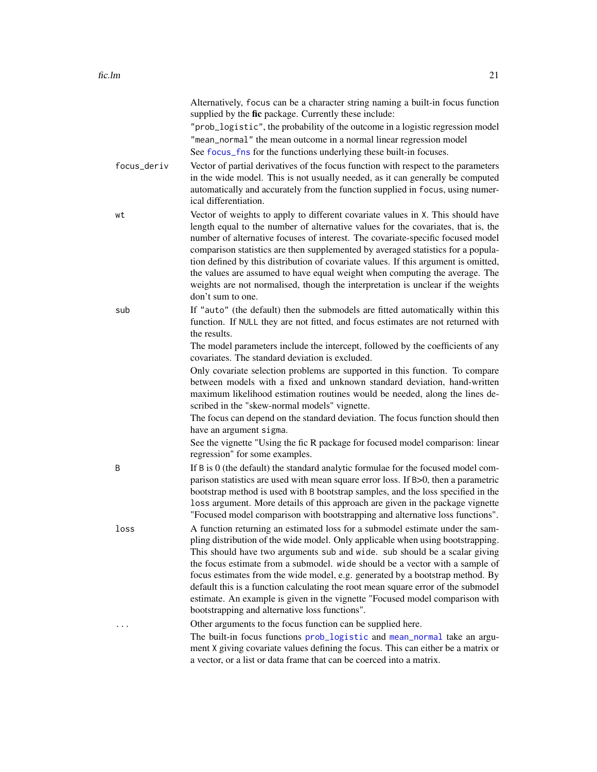Alternatively, `focus` can be a character string naming a built-in focus function supplied by the **fic** package. Currently these include:

`"prob_logistic"`, the probability of the outcome in a logistic regression model

`"mean_normal"` the mean outcome in a normal linear regression model

See `focus_fns` for the functions underlying these built-in focuses.

`focus_deriv`
: Vector of partial derivatives of the focus function with respect to the parameters in the wide model. This is not usually needed, as it can generally be computed automatically and accurately from the function supplied in `focus`, using numerical differentiation.

`wt`
: Vector of weights to apply to different covariate values in `X`. This should have length equal to the number of alternative values for the covariates, that is, the number of alternative focuses of interest. The covariate-specific focused model comparison statistics are then supplemented by averaged statistics for a population defined by this distribution of covariate values. If this argument is omitted, the values are assumed to have equal weight when computing the average. The weights are not normalised, though the interpretation is unclear if the weights don't sum to one.

`sub`
: If `"auto"` (the default) then the submodels are fitted automatically within this function. If `NULL` they are not fitted, and focus estimates are not returned with the results.

The model parameters include the intercept, followed by the coefficients of any covariates. The standard deviation is excluded.

Only covariate selection problems are supported in this function. To compare between models with a fixed and unknown standard deviation, hand-written maximum likelihood estimation routines would be needed, along the lines described in the "skew-normal models" vignette.

The focus can depend on the standard deviation. The focus function should then have an argument `sigma`.

See the vignette "Using the fic R package for focused model comparison: linear regression" for some examples.

`B`
: If `B` is 0 (the default) the standard analytic formulae for the focused model comparison statistics are used with mean square error loss. If `B`>0, then a parametric bootstrap method is used with `B` bootstrap samples, and the loss specified in the `loss` argument. More details of this approach are given in the package vignette "Focused model comparison with bootstrapping and alternative loss functions".

`loss`
: A function returning an estimated loss for a submodel estimate under the sampling distribution of the wide model. Only applicable when using bootstrapping. This should have two arguments `sub` and `wide`. `sub` should be a scalar giving the focus estimate from a submodel. `wide` should be a vector with a sample of focus estimates from the wide model, e.g. generated by a bootstrap method. By default this is a function calculating the root mean square error of the submodel estimate. An example is given in the vignette "Focused model comparison with bootstrapping and alternative loss functions".

`...`
: Other arguments to the focus function can be supplied here.

The built-in focus functions `prob_logistic` and `mean_normal` take an argument `X` giving covariate values defining the focus. This can either be a matrix or a vector, or a list or data frame that can be coerced into a matrix.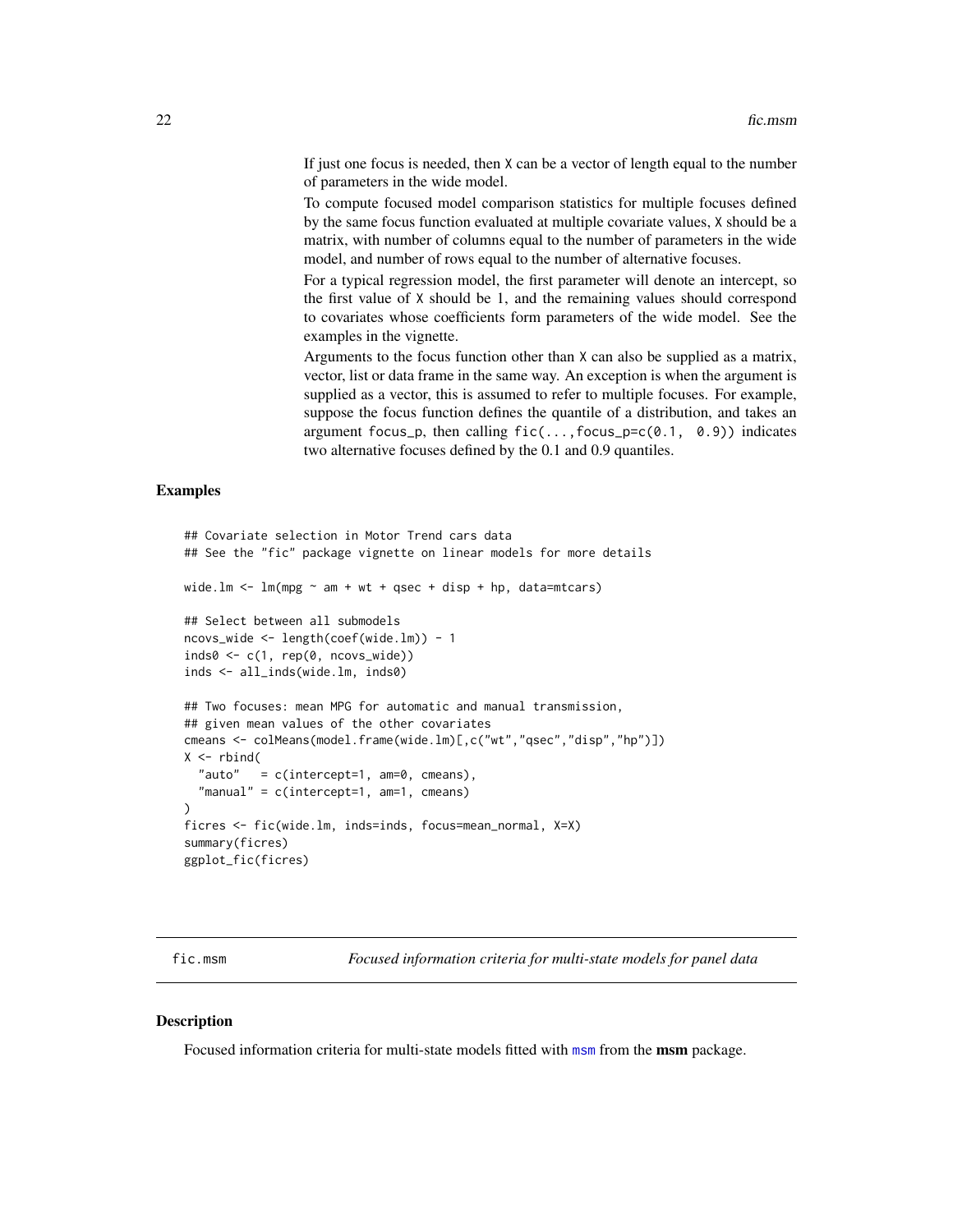If just one focus is needed, then X can be a vector of length equal to the number of parameters in the wide model.

To compute focused model comparison statistics for multiple focuses defined by the same focus function evaluated at multiple covariate values, X should be a matrix, with number of columns equal to the number of parameters in the wide model, and number of rows equal to the number of alternative focuses.

For a typical regression model, the first parameter will denote an intercept, so the first value of X should be 1, and the remaining values should correspond to covariates whose coefficients form parameters of the wide model. See the examples in the vignette.

Arguments to the focus function other than X can also be supplied as a matrix, vector, list or data frame in the same way. An exception is when the argument is supplied as a vector, this is assumed to refer to multiple focuses. For example, suppose the focus function defines the quantile of a distribution, and takes an argument focus_p, then calling fic(...,focus_p=c(0.1, 0.9)) indicates two alternative focuses defined by the 0.1 and 0.9 quantiles.

## Examples

```
## Covariate selection in Motor Trend cars data
## See the "fic" package vignette on linear models for more details

wide.lm <- lm(mpg ~ am + wt + qsec + disp + hp, data=mtcars)

## Select between all submodels
ncovs_wide <- length(coef(wide.lm)) - 1
inds0 <- c(1, rep(0, ncovs_wide))
inds <- all_inds(wide.lm, inds0)

## Two focuses: mean MPG for automatic and manual transmission,
## given mean values of the other covariates
cmeans <- colMeans(model.frame(wide.lm)[,c("wt","qsec","disp","hp")])
X <- rbind(
  "auto"   = c(intercept=1, am=0, cmeans),
  "manual" = c(intercept=1, am=1, cmeans)
)
ficres <- fic(wide.lm, inds=inds, focus=mean_normal, X=X)
summary(ficres)
ggplot_fic(ficres)
```

---

# fic.msm *Focused information criteria for multi-state models for panel data*

## Description

Focused information criteria for multi-state models fitted with msm from the **msm** package.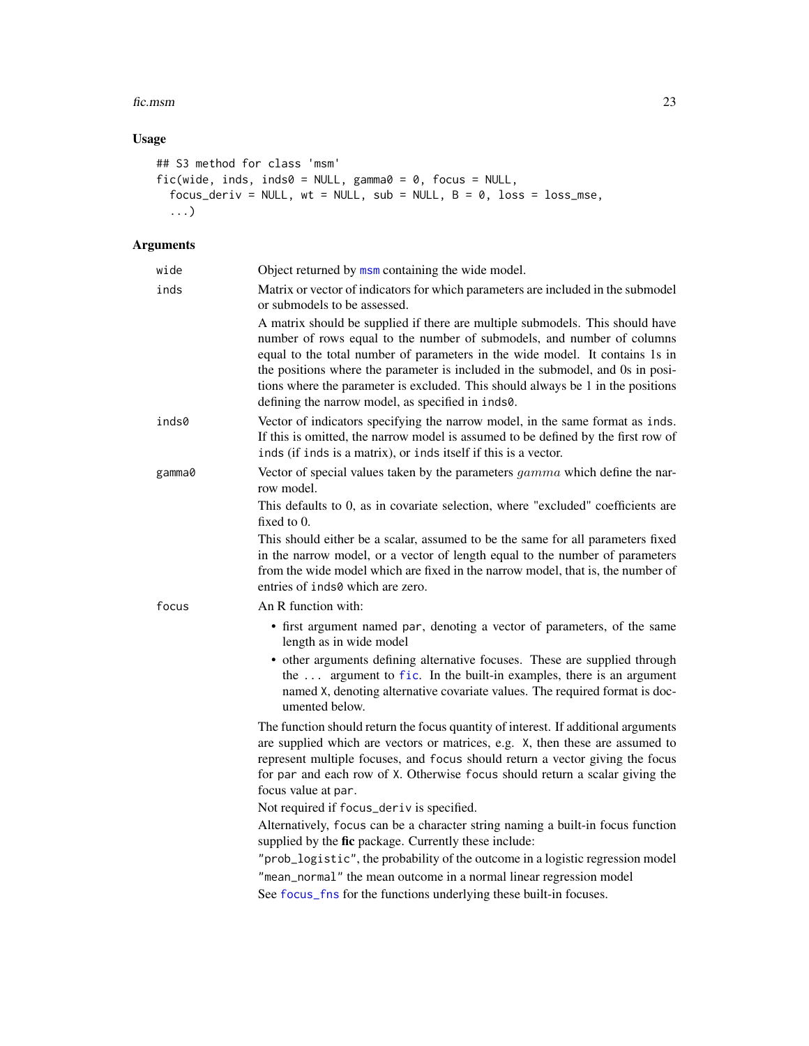## Usage

```
## S3 method for class 'msm'
fic(wide, inds, inds0 = NULL, gamma0 = 0, focus = NULL,
  focus_deriv = NULL, wt = NULL, sub = NULL, B = 0, loss = loss_mse,
  ...)
```

## Arguments

| | |
|---|---|
| wide | Object returned by msm containing the wide model. |
| inds | Matrix or vector of indicators for which parameters are included in the submodel or submodels to be assessed. <br><br> A matrix should be supplied if there are multiple submodels. This should have number of rows equal to the number of submodels, and number of columns equal to the total number of parameters in the wide model. It contains 1s in the positions where the parameter is included in the submodel, and 0s in positions where the parameter is excluded. This should always be 1 in the positions defining the narrow model, as specified in inds0. |
| inds0 | Vector of indicators specifying the narrow model, in the same format as inds. If this is omitted, the narrow model is assumed to be defined by the first row of inds (if inds is a matrix), or inds itself if this is a vector. |
| gamma0 | Vector of special values taken by the parameters $gamma$ which define the narrow model. <br><br> This defaults to 0, as in covariate selection, where "excluded" coefficients are fixed to 0. <br><br> This should either be a scalar, assumed to be the same for all parameters fixed in the narrow model, or a vector of length equal to the number of parameters from the wide model which are fixed in the narrow model, that is, the number of entries of inds0 which are zero. |
| focus | An R function with: <br><br> • first argument named par, denoting a vector of parameters, of the same length as in wide model <br> • other arguments defining alternative focuses. These are supplied through the ... argument to fic. In the built-in examples, there is an argument named X, denoting alternative covariate values. The required format is documented below. <br><br> The function should return the focus quantity of interest. If additional arguments are supplied which are vectors or matrices, e.g. X, then these are assumed to represent multiple focuses, and focus should return a vector giving the focus for par and each row of X. Otherwise focus should return a scalar giving the focus value at par. <br><br> Not required if focus_deriv is specified. <br><br> Alternatively, focus can be a character string naming a built-in focus function supplied by the **fic** package. Currently these include: <br><br> "prob_logistic", the probability of the outcome in a logistic regression model <br><br> "mean_normal" the mean outcome in a normal linear regression model <br><br> See focus_fns for the functions underlying these built-in focuses. |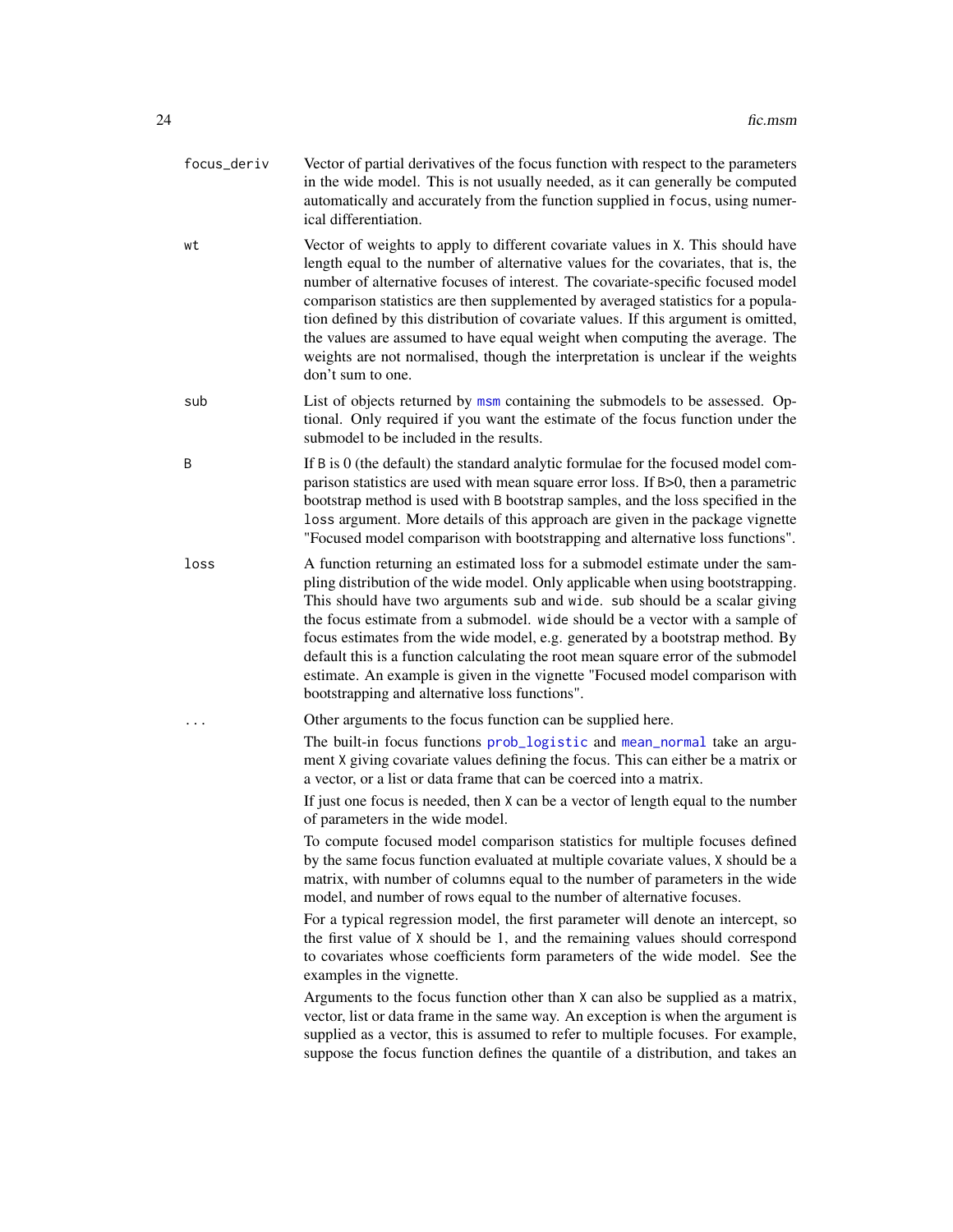| | |
|---|---|
| `focus_deriv` | Vector of partial derivatives of the focus function with respect to the parameters in the wide model. This is not usually needed, as it can generally be computed automatically and accurately from the function supplied in `focus`, using numerical differentiation. |
| `wt` | Vector of weights to apply to different covariate values in `X`. This should have length equal to the number of alternative values for the covariates, that is, the number of alternative focuses of interest. The covariate-specific focused model comparison statistics are then supplemented by averaged statistics for a population defined by this distribution of covariate values. If this argument is omitted, the values are assumed to have equal weight when computing the average. The weights are not normalised, though the interpretation is unclear if the weights don't sum to one. |
| `sub` | List of objects returned by `msm` containing the submodels to be assessed. Optional. Only required if you want the estimate of the focus function under the submodel to be included in the results. |
| `B` | If `B` is 0 (the default) the standard analytic formulae for the focused model comparison statistics are used with mean square error loss. If `B>0`, then a parametric bootstrap method is used with `B` bootstrap samples, and the loss specified in the `loss` argument. More details of this approach are given in the package vignette "Focused model comparison with bootstrapping and alternative loss functions". |
| `loss` | A function returning an estimated loss for a submodel estimate under the sampling distribution of the wide model. Only applicable when using bootstrapping. This should have two arguments `sub` and `wide`. `sub` should be a scalar giving the focus estimate from a submodel. `wide` should be a vector with a sample of focus estimates from the wide model, e.g. generated by a bootstrap method. By default this is a function calculating the root mean square error of the submodel estimate. An example is given in the vignette "Focused model comparison with bootstrapping and alternative loss functions". |
| `...` | Other arguments to the focus function can be supplied here.<br><br>The built-in focus functions `prob_logistic` and `mean_normal` take an argument `X` giving covariate values defining the focus. This can either be a matrix or a vector, or a list or data frame that can be coerced into a matrix.<br><br>If just one focus is needed, then `X` can be a vector of length equal to the number of parameters in the wide model.<br><br>To compute focused model comparison statistics for multiple focuses defined by the same focus function evaluated at multiple covariate values, `X` should be a matrix, with number of columns equal to the number of parameters in the wide model, and number of rows equal to the number of alternative focuses.<br><br>For a typical regression model, the first parameter will denote an intercept, so the first value of `X` should be 1, and the remaining values should correspond to covariates whose coefficients form parameters of the wide model. See the examples in the vignette.<br><br>Arguments to the focus function other than `X` can also be supplied as a matrix, vector, list or data frame in the same way. An exception is when the argument is supplied as a vector, this is assumed to refer to multiple focuses. For example, suppose the focus function defines the quantile of a distribution, and takes an |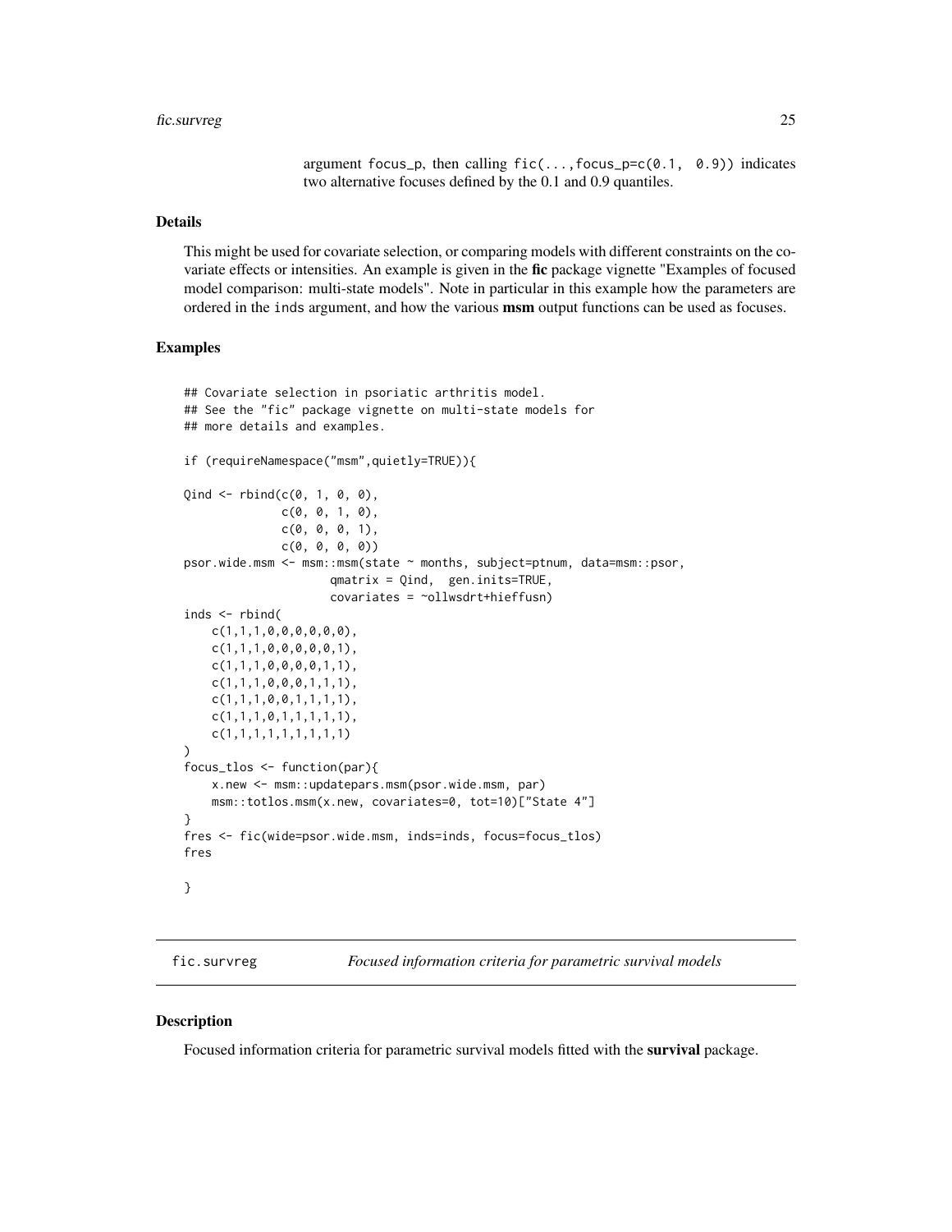argument focus_p, then calling fic(...,focus_p=c(0.1, 0.9)) indicates two alternative focuses defined by the 0.1 and 0.9 quantiles.

### Details

This might be used for covariate selection, or comparing models with different constraints on the covariate effects or intensities. An example is given in the **fic** package vignette "Examples of focused model comparison: multi-state models". Note in particular in this example how the parameters are ordered in the inds argument, and how the various **msm** output functions can be used as focuses.

### Examples

```
## Covariate selection in psoriatic arthritis model.
## See the "fic" package vignette on multi-state models for
## more details and examples.

if (requireNamespace("msm",quietly=TRUE)){

Qind <- rbind(c(0, 1, 0, 0),
              c(0, 0, 1, 0),
              c(0, 0, 0, 1),
              c(0, 0, 0, 0))
psor.wide.msm <- msm::msm(state ~ months, subject=ptnum, data=msm::psor,
                    qmatrix = Qind,  gen.inits=TRUE,
                    covariates = ~ollwsdrt+hieffusn)
inds <- rbind(
    c(1,1,1,0,0,0,0,0,0),
    c(1,1,1,0,0,0,0,0,1),
    c(1,1,1,0,0,0,0,1,1),
    c(1,1,1,0,0,0,1,1,1),
    c(1,1,1,0,0,1,1,1,1),
    c(1,1,1,0,1,1,1,1,1),
    c(1,1,1,1,1,1,1,1,1)
)
focus_tlos <- function(par){
    x.new <- msm::updatepars.msm(psor.wide.msm, par)
    msm::totlos.msm(x.new, covariates=0, tot=10)["State 4"]
}
fres <- fic(wide=psor.wide.msm, inds=inds, focus=focus_tlos)
fres

}
```

## fic.survreg *Focused information criteria for parametric survival models*

### Description

Focused information criteria for parametric survival models fitted with the **survival** package.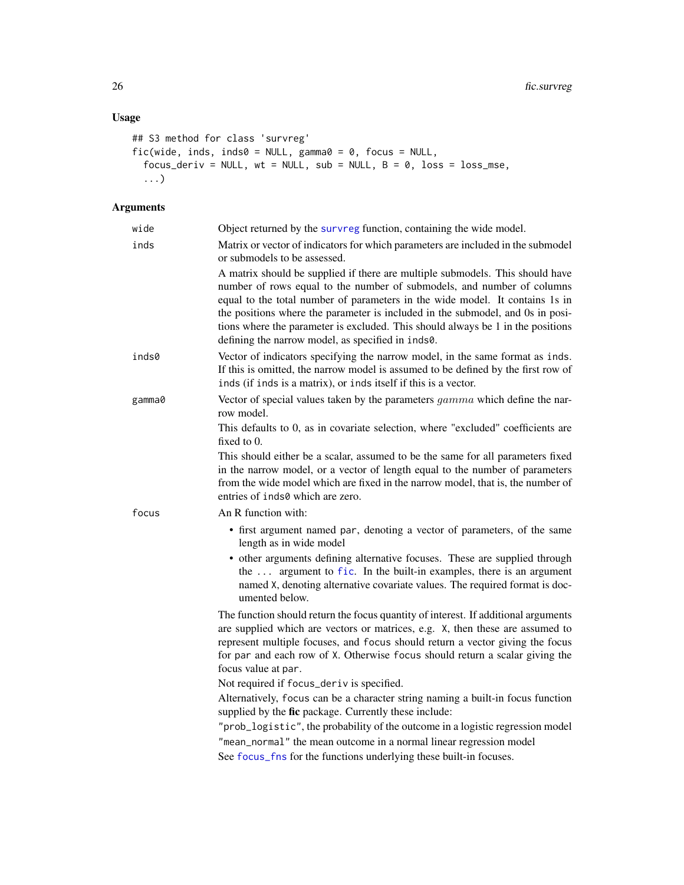## Usage

```
## S3 method for class 'survreg'
fic(wide, inds, inds0 = NULL, gamma0 = 0, focus = NULL,
  focus_deriv = NULL, wt = NULL, sub = NULL, B = 0, loss = loss_mse,
  ...)
```

## Arguments

`wide`
: Object returned by the `survreg` function, containing the wide model.

`inds`
: Matrix or vector of indicators for which parameters are included in the submodel or submodels to be assessed.

  A matrix should be supplied if there are multiple submodels. This should have number of rows equal to the number of submodels, and number of columns equal to the total number of parameters in the wide model. It contains 1s in the positions where the parameter is included in the submodel, and 0s in positions where the parameter is excluded. This should always be 1 in the positions defining the narrow model, as specified in `inds0`.

`inds0`
: Vector of indicators specifying the narrow model, in the same format as `inds`. If this is omitted, the narrow model is assumed to be defined by the first row of `inds` (if `inds` is a matrix), or `inds` itself if this is a vector.

`gamma0`
: Vector of special values taken by the parameters $gamma$ which define the narrow model.

  This defaults to 0, as in covariate selection, where "excluded" coefficients are fixed to 0.

  This should either be a scalar, assumed to be the same for all parameters fixed in the narrow model, or a vector of length equal to the number of parameters from the wide model which are fixed in the narrow model, that is, the number of entries of `inds0` which are zero.

`focus`
: An R function with:

  - first argument named `par`, denoting a vector of parameters, of the same length as in wide model
  - other arguments defining alternative focuses. These are supplied through the `...` argument to `fic`. In the built-in examples, there is an argument named `X`, denoting alternative covariate values. The required format is documented below.

  The function should return the focus quantity of interest. If additional arguments are supplied which are vectors or matrices, e.g. `X`, then these are assumed to represent multiple focuses, and `focus` should return a vector giving the focus for `par` and each row of `X`. Otherwise `focus` should return a scalar giving the focus value at `par`.

  Not required if `focus_deriv` is specified.

  Alternatively, `focus` can be a character string naming a built-in focus function supplied by the **fic** package. Currently these include:

  `"prob_logistic"`, the probability of the outcome in a logistic regression model

  `"mean_normal"` the mean outcome in a normal linear regression model

  See `focus_fns` for the functions underlying these built-in focuses.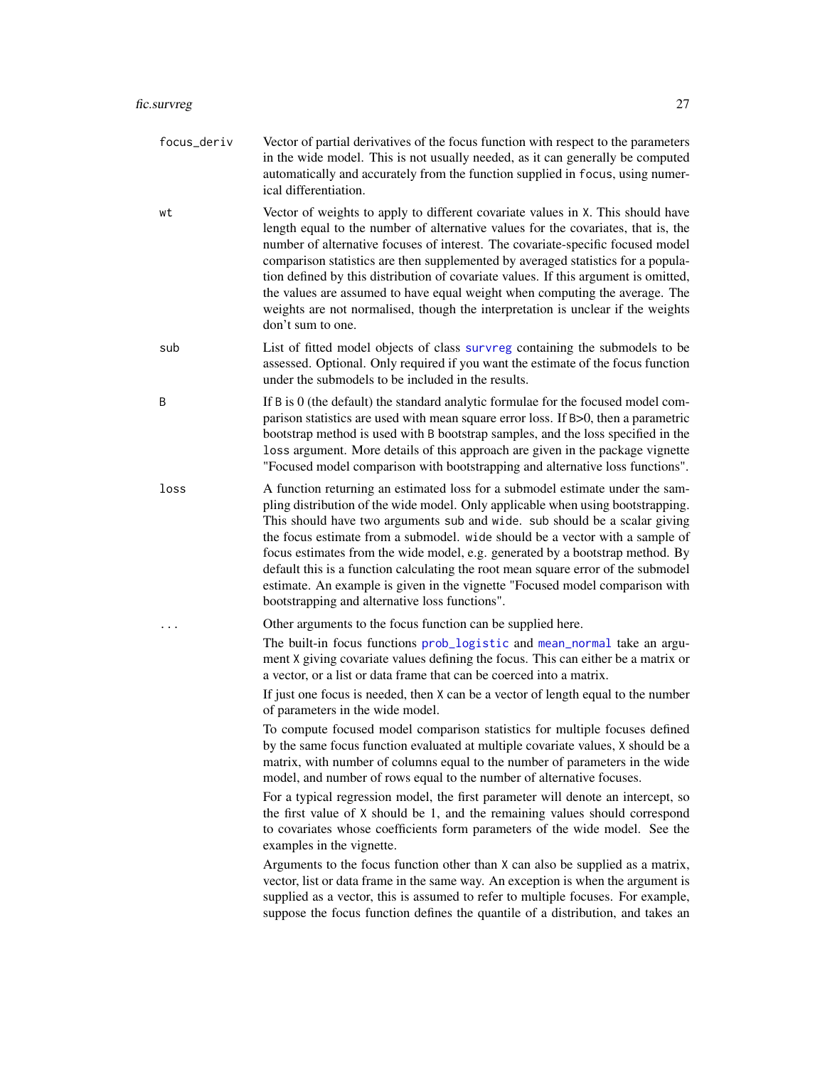focus_deriv
: Vector of partial derivatives of the focus function with respect to the parameters in the wide model. This is not usually needed, as it can generally be computed automatically and accurately from the function supplied in `focus`, using numerical differentiation.

wt
: Vector of weights to apply to different covariate values in `X`. This should have length equal to the number of alternative values for the covariates, that is, the number of alternative focuses of interest. The covariate-specific focused model comparison statistics are then supplemented by averaged statistics for a population defined by this distribution of covariate values. If this argument is omitted, the values are assumed to have equal weight when computing the average. The weights are not normalised, though the interpretation is unclear if the weights don't sum to one.

sub
: List of fitted model objects of class `survreg` containing the submodels to be assessed. Optional. Only required if you want the estimate of the focus function under the submodels to be included in the results.

B
: If `B` is 0 (the default) the standard analytic formulae for the focused model comparison statistics are used with mean square error loss. If `B>0`, then a parametric bootstrap method is used with `B` bootstrap samples, and the loss specified in the `loss` argument. More details of this approach are given in the package vignette "Focused model comparison with bootstrapping and alternative loss functions".

loss
: A function returning an estimated loss for a submodel estimate under the sampling distribution of the wide model. Only applicable when using bootstrapping. This should have two arguments `sub` and `wide`. `sub` should be a scalar giving the focus estimate from a submodel. `wide` should be a vector with a sample of focus estimates from the wide model, e.g. generated by a bootstrap method. By default this is a function calculating the root mean square error of the submodel estimate. An example is given in the vignette "Focused model comparison with bootstrapping and alternative loss functions".

...
: Other arguments to the focus function can be supplied here.

  The built-in focus functions `prob_logistic` and `mean_normal` take an argument `X` giving covariate values defining the focus. This can either be a matrix or a vector, or a list or data frame that can be coerced into a matrix.

  If just one focus is needed, then `X` can be a vector of length equal to the number of parameters in the wide model.

  To compute focused model comparison statistics for multiple focuses defined by the same focus function evaluated at multiple covariate values, `X` should be a matrix, with number of columns equal to the number of parameters in the wide model, and number of rows equal to the number of alternative focuses.

  For a typical regression model, the first parameter will denote an intercept, so the first value of `X` should be 1, and the remaining values should correspond to covariates whose coefficients form parameters of the wide model. See the examples in the vignette.

  Arguments to the focus function other than `X` can also be supplied as a matrix, vector, list or data frame in the same way. An exception is when the argument is supplied as a vector, this is assumed to refer to multiple focuses. For example, suppose the focus function defines the quantile of a distribution, and takes an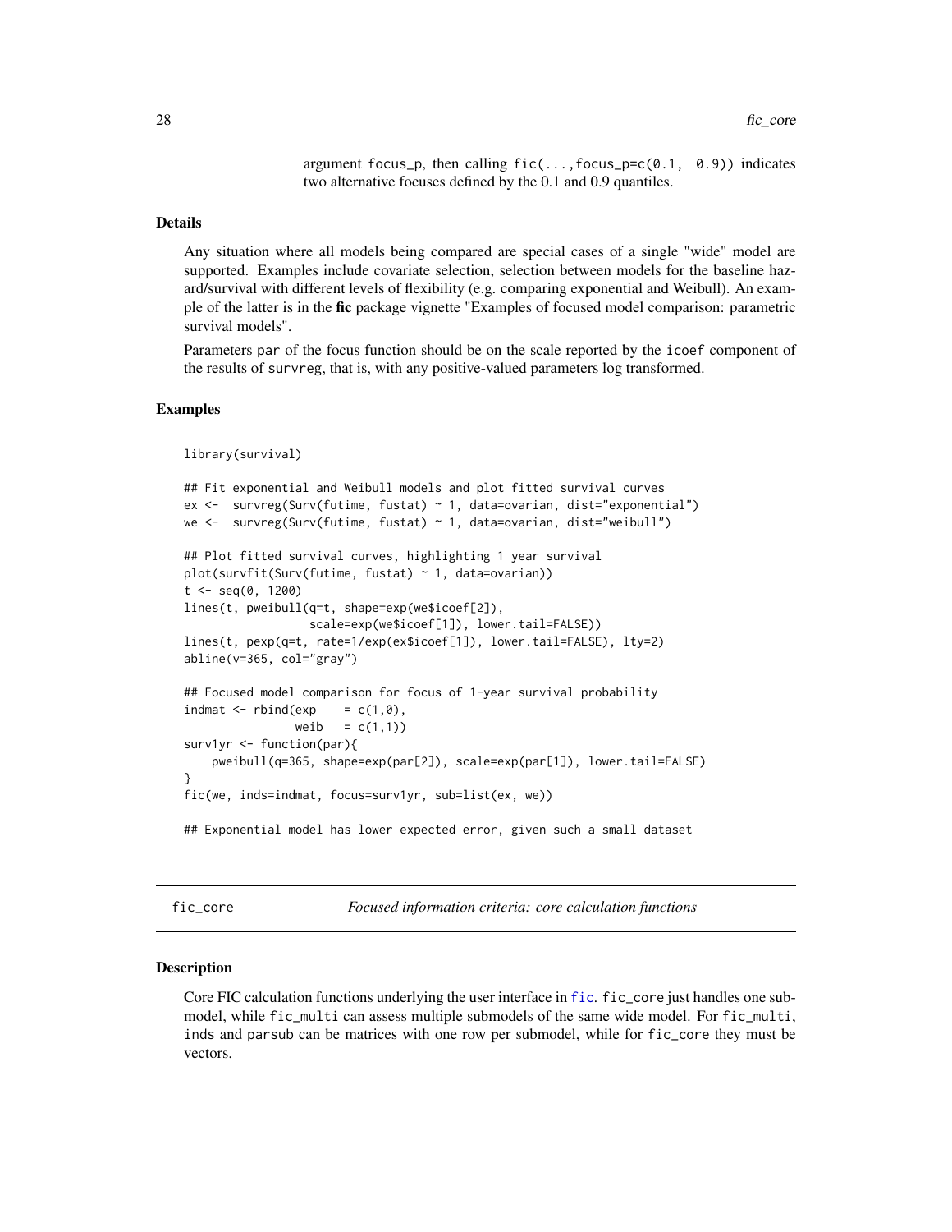argument focus_p, then calling fic(...,focus_p=c(0.1, 0.9)) indicates two alternative focuses defined by the 0.1 and 0.9 quantiles.

## Details

Any situation where all models being compared are special cases of a single "wide" model are supported. Examples include covariate selection, selection between models for the baseline hazard/survival with different levels of flexibility (e.g. comparing exponential and Weibull). An example of the latter is in the **fic** package vignette "Examples of focused model comparison: parametric survival models".

Parameters par of the focus function should be on the scale reported by the icoef component of the results of survreg, that is, with any positive-valued parameters log transformed.

## Examples

```
library(survival)

## Fit exponential and Weibull models and plot fitted survival curves
ex <-  survreg(Surv(futime, fustat) ~ 1, data=ovarian, dist="exponential")
we <-  survreg(Surv(futime, fustat) ~ 1, data=ovarian, dist="weibull")

## Plot fitted survival curves, highlighting 1 year survival
plot(survfit(Surv(futime, fustat) ~ 1, data=ovarian))
t <- seq(0, 1200)
lines(t, pweibull(q=t, shape=exp(we$icoef[2]),
                  scale=exp(we$icoef[1]), lower.tail=FALSE))
lines(t, pexp(q=t, rate=1/exp(ex$icoef[1]), lower.tail=FALSE), lty=2)
abline(v=365, col="gray")

## Focused model comparison for focus of 1-year survival probability
indmat <- rbind(exp    = c(1,0),
                weib   = c(1,1))
surv1yr <- function(par){
    pweibull(q=365, shape=exp(par[2]), scale=exp(par[1]), lower.tail=FALSE)
}
fic(we, inds=indmat, focus=surv1yr, sub=list(ex, we))

## Exponential model has lower expected error, given such a small dataset
```

---

# fic_core — *Focused information criteria: core calculation functions*

## Description

Core FIC calculation functions underlying the user interface in fic. fic_core just handles one submodel, while fic_multi can assess multiple submodels of the same wide model. For fic_multi, inds and parsub can be matrices with one row per submodel, while for fic_core they must be vectors.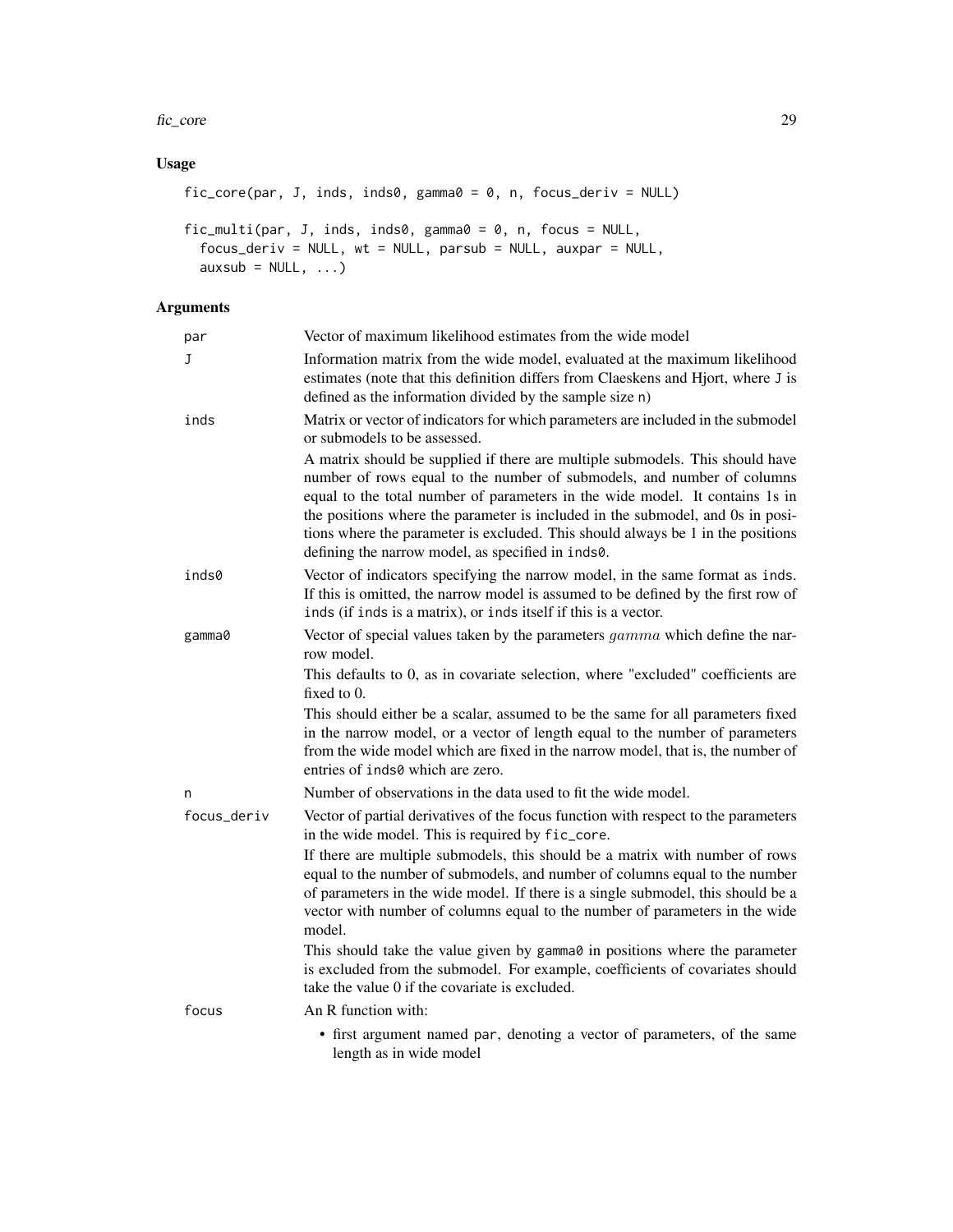## Usage

```
fic_core(par, J, inds, inds0, gamma0 = 0, n, focus_deriv = NULL)

fic_multi(par, J, inds, inds0, gamma0 = 0, n, focus = NULL,
  focus_deriv = NULL, wt = NULL, parsub = NULL, auxpar = NULL,
  auxsub = NULL, ...)
```

## Arguments

| | |
|---|---|
| `par` | Vector of maximum likelihood estimates from the wide model |
| `J` | Information matrix from the wide model, evaluated at the maximum likelihood estimates (note that this definition differs from Claeskens and Hjort, where `J` is defined as the information divided by the sample size `n`) |
| `inds` | Matrix or vector of indicators for which parameters are included in the submodel or submodels to be assessed.<br><br>A matrix should be supplied if there are multiple submodels. This should have number of rows equal to the number of submodels, and number of columns equal to the total number of parameters in the wide model. It contains 1s in the positions where the parameter is included in the submodel, and 0s in positions where the parameter is excluded. This should always be 1 in the positions defining the narrow model, as specified in `inds0`. |
| `inds0` | Vector of indicators specifying the narrow model, in the same format as `inds`. If this is omitted, the narrow model is assumed to be defined by the first row of `inds` (if `inds` is a matrix), or `inds` itself if this is a vector. |
| `gamma0` | Vector of special values taken by the parameters $gamma$ which define the narrow model.<br><br>This defaults to 0, as in covariate selection, where "excluded" coefficients are fixed to 0.<br><br>This should either be a scalar, assumed to be the same for all parameters fixed in the narrow model, or a vector of length equal to the number of parameters from the wide model which are fixed in the narrow model, that is, the number of entries of `inds0` which are zero. |
| `n` | Number of observations in the data used to fit the wide model. |
| `focus_deriv` | Vector of partial derivatives of the focus function with respect to the parameters in the wide model. This is required by `fic_core`.<br><br>If there are multiple submodels, this should be a matrix with number of rows equal to the number of submodels, and number of columns equal to the number of parameters in the wide model. If there is a single submodel, this should be a vector with number of columns equal to the number of parameters in the wide model.<br><br>This should take the value given by `gamma0` in positions where the parameter is excluded from the submodel. For example, coefficients of covariates should take the value 0 if the covariate is excluded. |
| `focus` | An R function with:<br><br>• first argument named `par`, denoting a vector of parameters, of the same length as in wide model |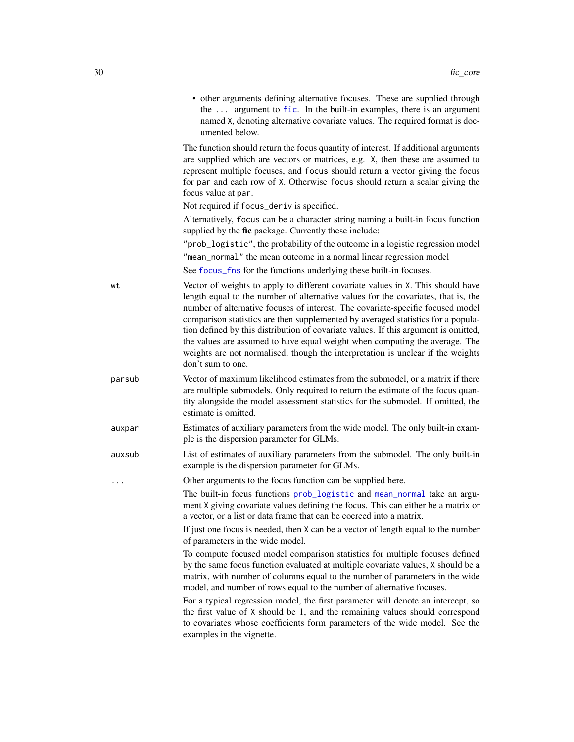- other arguments defining alternative focuses. These are supplied through the `...` argument to `fic`. In the built-in examples, there is an argument named `X`, denoting alternative covariate values. The required format is documented below.

The function should return the focus quantity of interest. If additional arguments are supplied which are vectors or matrices, e.g. `X`, then these are assumed to represent multiple focuses, and `focus` should return a vector giving the focus for `par` and each row of `X`. Otherwise `focus` should return a scalar giving the focus value at `par`.

Not required if `focus_deriv` is specified.

Alternatively, `focus` can be a character string naming a built-in focus function supplied by the **fic** package. Currently these include:

`"prob_logistic"`, the probability of the outcome in a logistic regression model

`"mean_normal"` the mean outcome in a normal linear regression model

See `focus_fns` for the functions underlying these built-in focuses.

`wt` — Vector of weights to apply to different covariate values in `X`. This should have length equal to the number of alternative values for the covariates, that is, the number of alternative focuses of interest. The covariate-specific focused model comparison statistics are then supplemented by averaged statistics for a population defined by this distribution of covariate values. If this argument is omitted, the values are assumed to have equal weight when computing the average. The weights are not normalised, though the interpretation is unclear if the weights don't sum to one.

`parsub` — Vector of maximum likelihood estimates from the submodel, or a matrix if there are multiple submodels. Only required to return the estimate of the focus quantity alongside the model assessment statistics for the submodel. If omitted, the estimate is omitted.

`auxpar` — Estimates of auxiliary parameters from the wide model. The only built-in example is the dispersion parameter for GLMs.

`auxsub` — List of estimates of auxiliary parameters from the submodel. The only built-in example is the dispersion parameter for GLMs.

`...` — Other arguments to the focus function can be supplied here.

The built-in focus functions `prob_logistic` and `mean_normal` take an argument `X` giving covariate values defining the focus. This can either be a matrix or a vector, or a list or data frame that can be coerced into a matrix.

If just one focus is needed, then `X` can be a vector of length equal to the number of parameters in the wide model.

To compute focused model comparison statistics for multiple focuses defined by the same focus function evaluated at multiple covariate values, `X` should be a matrix, with number of columns equal to the number of parameters in the wide model, and number of rows equal to the number of alternative focuses.

For a typical regression model, the first parameter will denote an intercept, so the first value of `X` should be 1, and the remaining values should correspond to covariates whose coefficients form parameters of the wide model. See the examples in the vignette.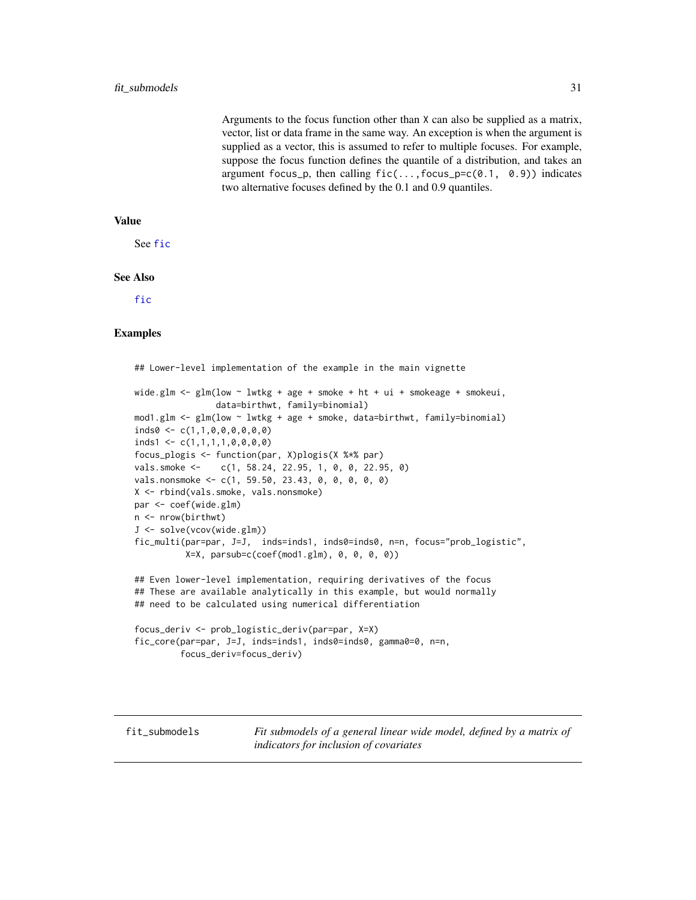Arguments to the focus function other than X can also be supplied as a matrix, vector, list or data frame in the same way. An exception is when the argument is supplied as a vector, this is assumed to refer to multiple focuses. For example, suppose the focus function defines the quantile of a distribution, and takes an argument focus_p, then calling fic(...,focus_p=c(0.1, 0.9)) indicates two alternative focuses defined by the 0.1 and 0.9 quantiles.

## Value

See fic

## See Also

fic

## Examples

```
## Lower-level implementation of the example in the main vignette

wide.glm <- glm(low ~ lwtkg + age + smoke + ht + ui + smokeage + smokeui,
                data=birthwt, family=binomial)
mod1.glm <- glm(low ~ lwtkg + age + smoke, data=birthwt, family=binomial)
inds0 <- c(1,1,0,0,0,0,0,0)
inds1 <- c(1,1,1,1,0,0,0,0)
focus_plogis <- function(par, X)plogis(X %*% par)
vals.smoke <-    c(1, 58.24, 22.95, 1, 0, 0, 22.95, 0)
vals.nonsmoke <- c(1, 59.50, 23.43, 0, 0, 0, 0, 0)
X <- rbind(vals.smoke, vals.nonsmoke)
par <- coef(wide.glm)
n <- nrow(birthwt)
J <- solve(vcov(wide.glm))
fic_multi(par=par, J=J,  inds=inds1, inds0=inds0, n=n, focus="prob_logistic",
          X=X, parsub=c(coef(mod1.glm), 0, 0, 0, 0))

## Even lower-level implementation, requiring derivatives of the focus
## These are available analytically in this example, but would normally
## need to be calculated using numerical differentiation

focus_deriv <- prob_logistic_deriv(par=par, X=X)
fic_core(par=par, J=J, inds=inds1, inds0=inds0, gamma0=0, n=n,
         focus_deriv=focus_deriv)
```

---

`fit_submodels` *Fit submodels of a general linear wide model, defined by a matrix of indicators for inclusion of covariates*

---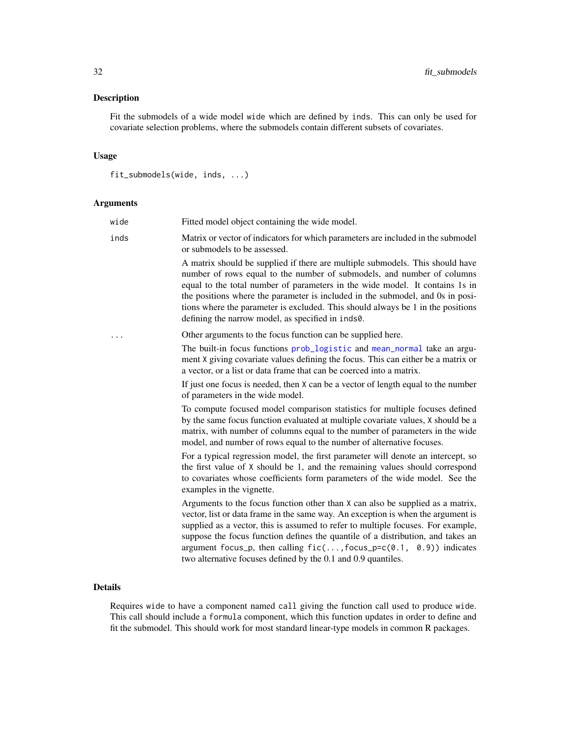## Description

Fit the submodels of a wide model `wide` which are defined by `inds`. This can only be used for covariate selection problems, where the submodels contain different subsets of covariates.

## Usage

```
fit_submodels(wide, inds, ...)
```

## Arguments

**wide** Fitted model object containing the wide model.

**inds** Matrix or vector of indicators for which parameters are included in the submodel or submodels to be assessed.

A matrix should be supplied if there are multiple submodels. This should have number of rows equal to the number of submodels, and number of columns equal to the total number of parameters in the wide model. It contains 1s in the positions where the parameter is included in the submodel, and 0s in positions where the parameter is excluded. This should always be 1 in the positions defining the narrow model, as specified in `inds0`.

**...** Other arguments to the focus function can be supplied here.

The built-in focus functions `prob_logistic` and `mean_normal` take an argument `X` giving covariate values defining the focus. This can either be a matrix or a vector, or a list or data frame that can be coerced into a matrix.

If just one focus is needed, then `X` can be a vector of length equal to the number of parameters in the wide model.

To compute focused model comparison statistics for multiple focuses defined by the same focus function evaluated at multiple covariate values, `X` should be a matrix, with number of columns equal to the number of parameters in the wide model, and number of rows equal to the number of alternative focuses.

For a typical regression model, the first parameter will denote an intercept, so the first value of `X` should be 1, and the remaining values should correspond to covariates whose coefficients form parameters of the wide model. See the examples in the vignette.

Arguments to the focus function other than `X` can also be supplied as a matrix, vector, list or data frame in the same way. An exception is when the argument is supplied as a vector, this is assumed to refer to multiple focuses. For example, suppose the focus function defines the quantile of a distribution, and takes an argument `focus_p`, then calling `fic(...,focus_p=c(0.1, 0.9))` indicates two alternative focuses defined by the 0.1 and 0.9 quantiles.

## Details

Requires `wide` to have a component named `call` giving the function call used to produce `wide`. This call should include a `formula` component, which this function updates in order to define and fit the submodel. This should work for most standard linear-type models in common R packages.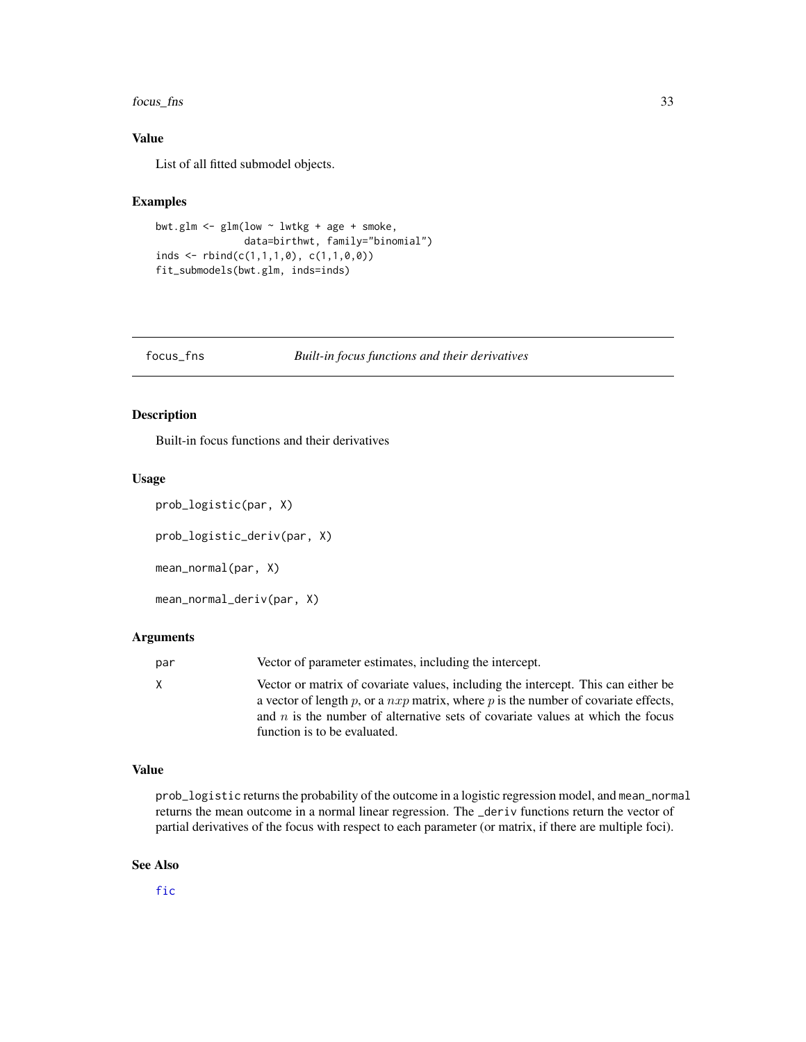### Value

List of all fitted submodel objects.

### Examples

```
bwt.glm <- glm(low ~ lwtkg + age + smoke,
               data=birthwt, family="binomial")
inds <- rbind(c(1,1,1,0), c(1,1,0,0))
fit_submodels(bwt.glm, inds=inds)
```

---

## focus_fns — *Built-in focus functions and their derivatives*

---

### Description

Built-in focus functions and their derivatives

### Usage

```
prob_logistic(par, X)

prob_logistic_deriv(par, X)

mean_normal(par, X)

mean_normal_deriv(par, X)
```

### Arguments

| | |
|---|---|
| `par` | Vector of parameter estimates, including the intercept. |
| `X` | Vector or matrix of covariate values, including the intercept. This can either be a vector of length $p$, or a $nxp$ matrix, where $p$ is the number of covariate effects, and $n$ is the number of alternative sets of covariate values at which the focus function is to be evaluated. |

### Value

`prob_logistic` returns the probability of the outcome in a logistic regression model, and `mean_normal` returns the mean outcome in a normal linear regression. The `_deriv` functions return the vector of partial derivatives of the focus with respect to each parameter (or matrix, if there are multiple foci).

### See Also

`fic`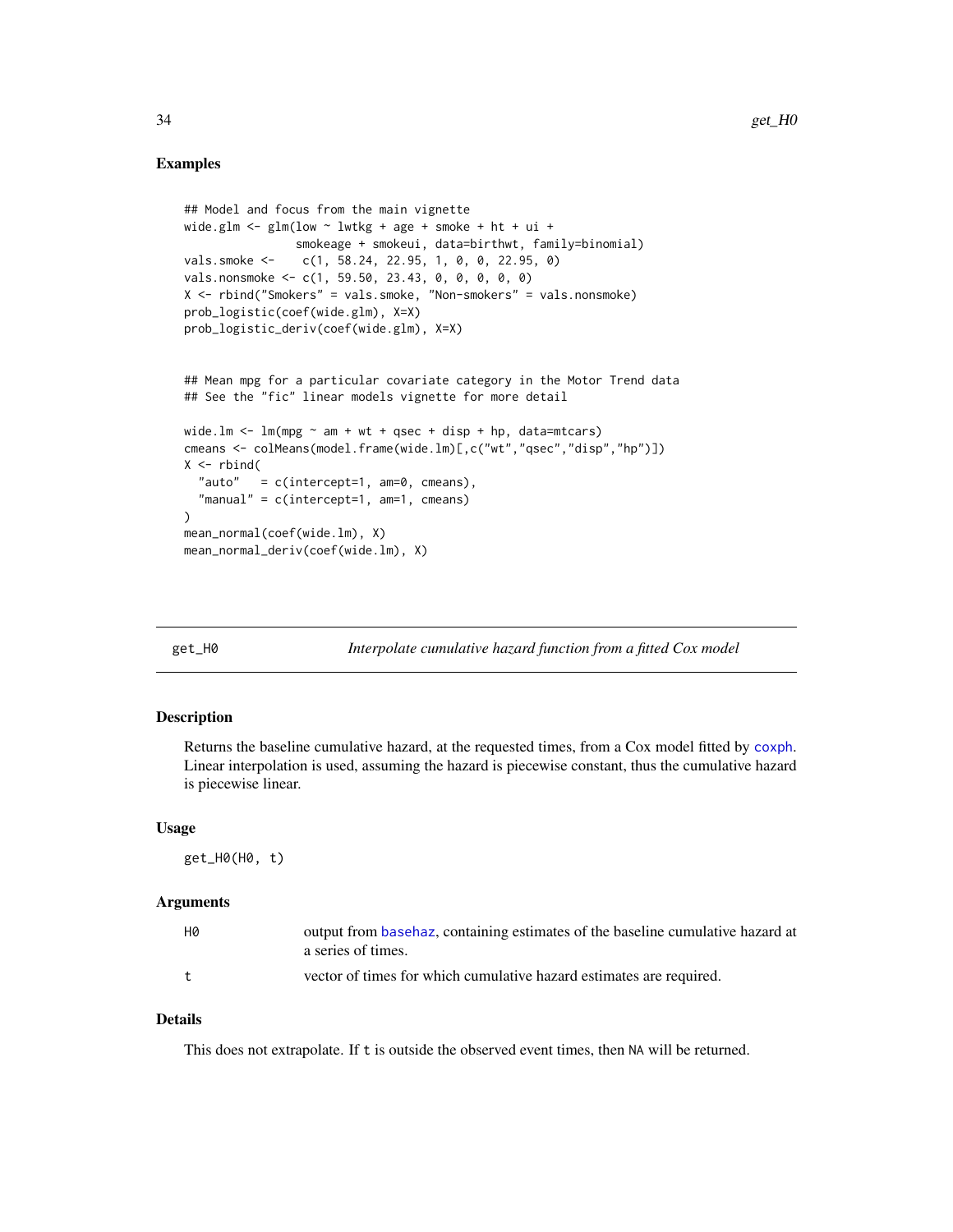### Examples

```
## Model and focus from the main vignette
wide.glm <- glm(low ~ lwtkg + age + smoke + ht + ui +
                smokeage + smokeui, data=birthwt, family=binomial)
vals.smoke <-    c(1, 58.24, 22.95, 1, 0, 0, 22.95, 0)
vals.nonsmoke <- c(1, 59.50, 23.43, 0, 0, 0, 0, 0)
X <- rbind("Smokers" = vals.smoke, "Non-smokers" = vals.nonsmoke)
prob_logistic(coef(wide.glm), X=X)
prob_logistic_deriv(coef(wide.glm), X=X)


## Mean mpg for a particular covariate category in the Motor Trend data
## See the "fic" linear models vignette for more detail

wide.lm <- lm(mpg ~ am + wt + qsec + disp + hp, data=mtcars)
cmeans <- colMeans(model.frame(wide.lm)[,c("wt","qsec","disp","hp")])
X <- rbind(
  "auto"   = c(intercept=1, am=0, cmeans),
  "manual" = c(intercept=1, am=1, cmeans)
)
mean_normal(coef(wide.lm), X)
mean_normal_deriv(coef(wide.lm), X)
```

---

## get_H0 — *Interpolate cumulative hazard function from a fitted Cox model*

### Description

Returns the baseline cumulative hazard, at the requested times, from a Cox model fitted by coxph. Linear interpolation is used, assuming the hazard is piecewise constant, thus the cumulative hazard is piecewise linear.

### Usage

```
get_H0(H0, t)
```

### Arguments

| | |
|---|---|
| H0 | output from basehaz, containing estimates of the baseline cumulative hazard at a series of times. |
| t | vector of times for which cumulative hazard estimates are required. |

### Details

This does not extrapolate. If t is outside the observed event times, then NA will be returned.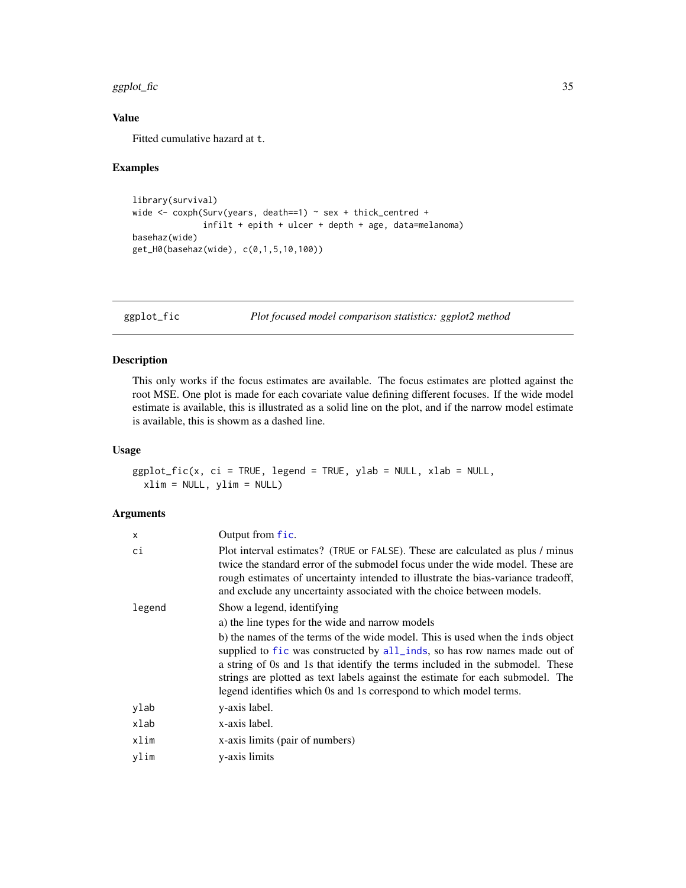### Value

Fitted cumulative hazard at t.

### Examples

```
library(survival)
wide <- coxph(Surv(years, death==1) ~ sex + thick_centred +
              infilt + epith + ulcer + depth + age, data=melanoma)
basehaz(wide)
get_H0(basehaz(wide), c(0,1,5,10,100))
```

---

## ggplot_fic — *Plot focused model comparison statistics: ggplot2 method*

---

### Description

This only works if the focus estimates are available. The focus estimates are plotted against the root MSE. One plot is made for each covariate value defining different focuses. If the wide model estimate is available, this is illustrated as a solid line on the plot, and if the narrow model estimate is available, this is showm as a dashed line.

### Usage

```
ggplot_fic(x, ci = TRUE, legend = TRUE, ylab = NULL, xlab = NULL,
  xlim = NULL, ylim = NULL)
```

### Arguments

- `x` — Output from `fic`.
- `ci` — Plot interval estimates? (`TRUE` or `FALSE`). These are calculated as plus / minus twice the standard error of the submodel focus under the wide model. These are rough estimates of uncertainty intended to illustrate the bias-variance tradeoff, and exclude any uncertainty associated with the choice between models.
- `legend` — Show a legend, identifying

  a) the line types for the wide and narrow models

  b) the names of the terms of the wide model. This is used when the `inds` object supplied to `fic` was constructed by `all_inds`, so has row names made out of a string of 0s and 1s that identify the terms included in the submodel. These strings are plotted as text labels against the estimate for each submodel. The legend identifies which 0s and 1s correspond to which model terms.
- `ylab` — y-axis label.
- `xlab` — x-axis label.
- `xlim` — x-axis limits (pair of numbers)
- `ylim` — y-axis limits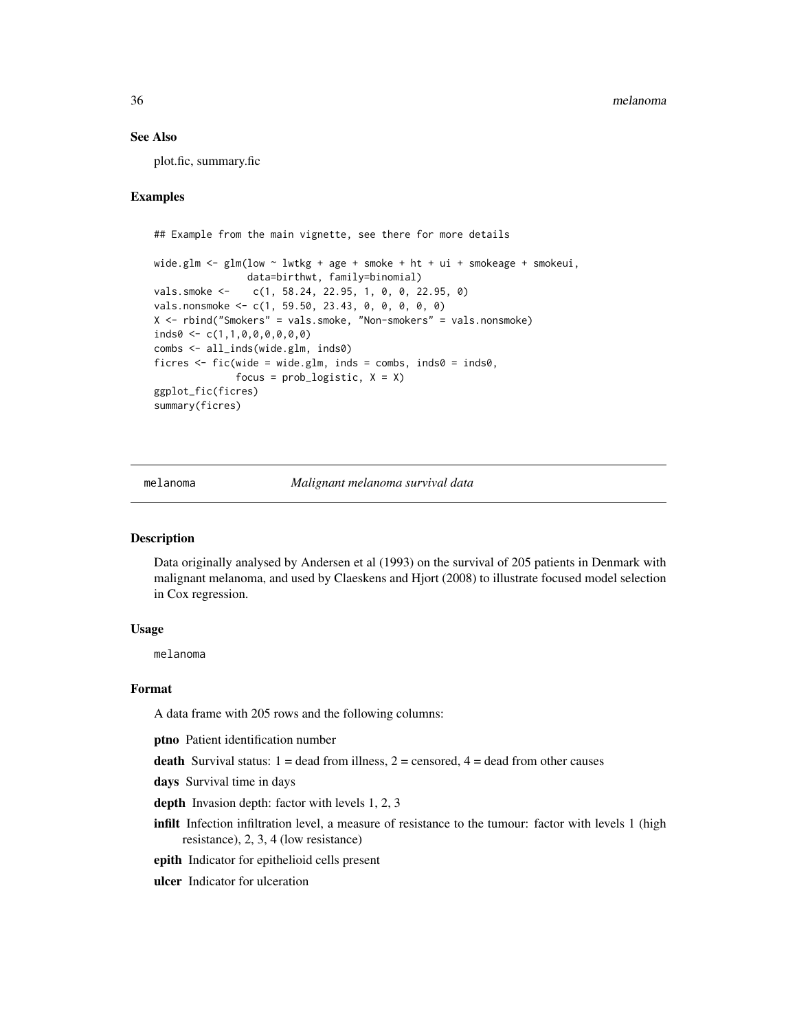### See Also

plot.fic, summary.fic

### Examples

```
## Example from the main vignette, see there for more details

wide.glm <- glm(low ~ lwtkg + age + smoke + ht + ui + smokeage + smokeui,
                data=birthwt, family=binomial)
vals.smoke <-    c(1, 58.24, 22.95, 1, 0, 0, 22.95, 0)
vals.nonsmoke <- c(1, 59.50, 23.43, 0, 0, 0, 0, 0)
X <- rbind("Smokers" = vals.smoke, "Non-smokers" = vals.nonsmoke)
inds0 <- c(1,1,0,0,0,0,0,0)
combs <- all_inds(wide.glm, inds0)
ficres <- fic(wide = wide.glm, inds = combs, inds0 = inds0,
              focus = prob_logistic, X = X)
ggplot_fic(ficres)
summary(ficres)
```

---

## melanoma *Malignant melanoma survival data*

### Description

Data originally analysed by Andersen et al (1993) on the survival of 205 patients in Denmark with malignant melanoma, and used by Claeskens and Hjort (2008) to illustrate focused model selection in Cox regression.

### Usage

```
melanoma
```

### Format

A data frame with 205 rows and the following columns:

**ptno** Patient identification number

**death** Survival status: 1 = dead from illness, 2 = censored, 4 = dead from other causes

**days** Survival time in days

**depth** Invasion depth: factor with levels 1, 2, 3

**infilt** Infection infiltration level, a measure of resistance to the tumour: factor with levels 1 (high resistance), 2, 3, 4 (low resistance)

**epith** Indicator for epithelioid cells present

**ulcer** Indicator for ulceration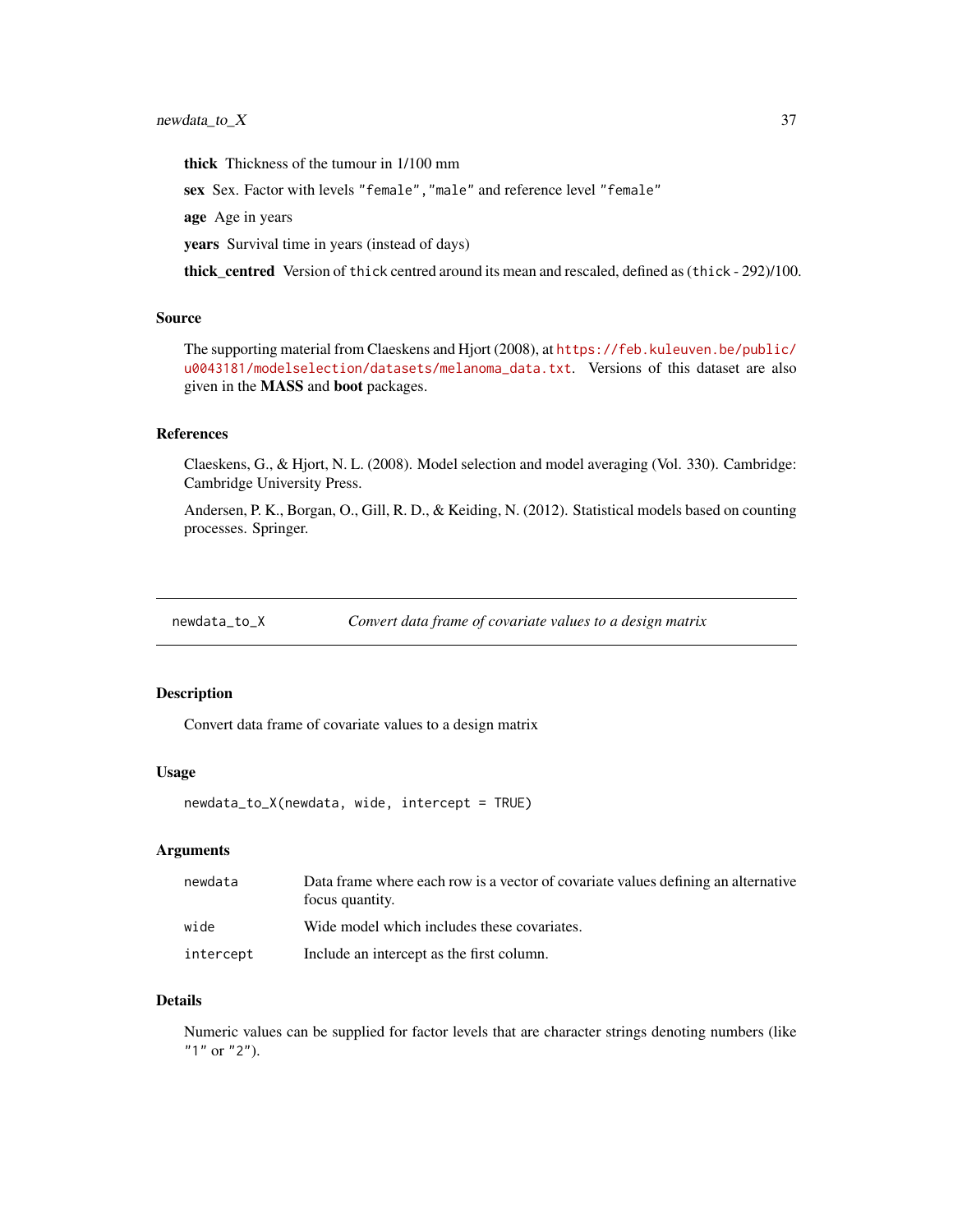**thick** Thickness of the tumour in 1/100 mm

**sex** Sex. Factor with levels "female", "male" and reference level "female"

**age** Age in years

**years** Survival time in years (instead of days)

**thick_centred** Version of thick centred around its mean and rescaled, defined as (thick - 292)/100.

### Source

The supporting material from Claeskens and Hjort (2008), at https://feb.kuleuven.be/public/u0043181/modelselection/datasets/melanoma_data.txt. Versions of this dataset are also given in the **MASS** and **boot** packages.

### References

Claeskens, G., & Hjort, N. L. (2008). Model selection and model averaging (Vol. 330). Cambridge: Cambridge University Press.

Andersen, P. K., Borgan, O., Gill, R. D., & Keiding, N. (2012). Statistical models based on counting processes. Springer.

---

## newdata_to_X — *Convert data frame of covariate values to a design matrix*

### Description

Convert data frame of covariate values to a design matrix

### Usage

```
newdata_to_X(newdata, wide, intercept = TRUE)
```

### Arguments

| Argument | Description |
|---|---|
| newdata | Data frame where each row is a vector of covariate values defining an alternative focus quantity. |
| wide | Wide model which includes these covariates. |
| intercept | Include an intercept as the first column. |

### Details

Numeric values can be supplied for factor levels that are character strings denoting numbers (like "1" or "2").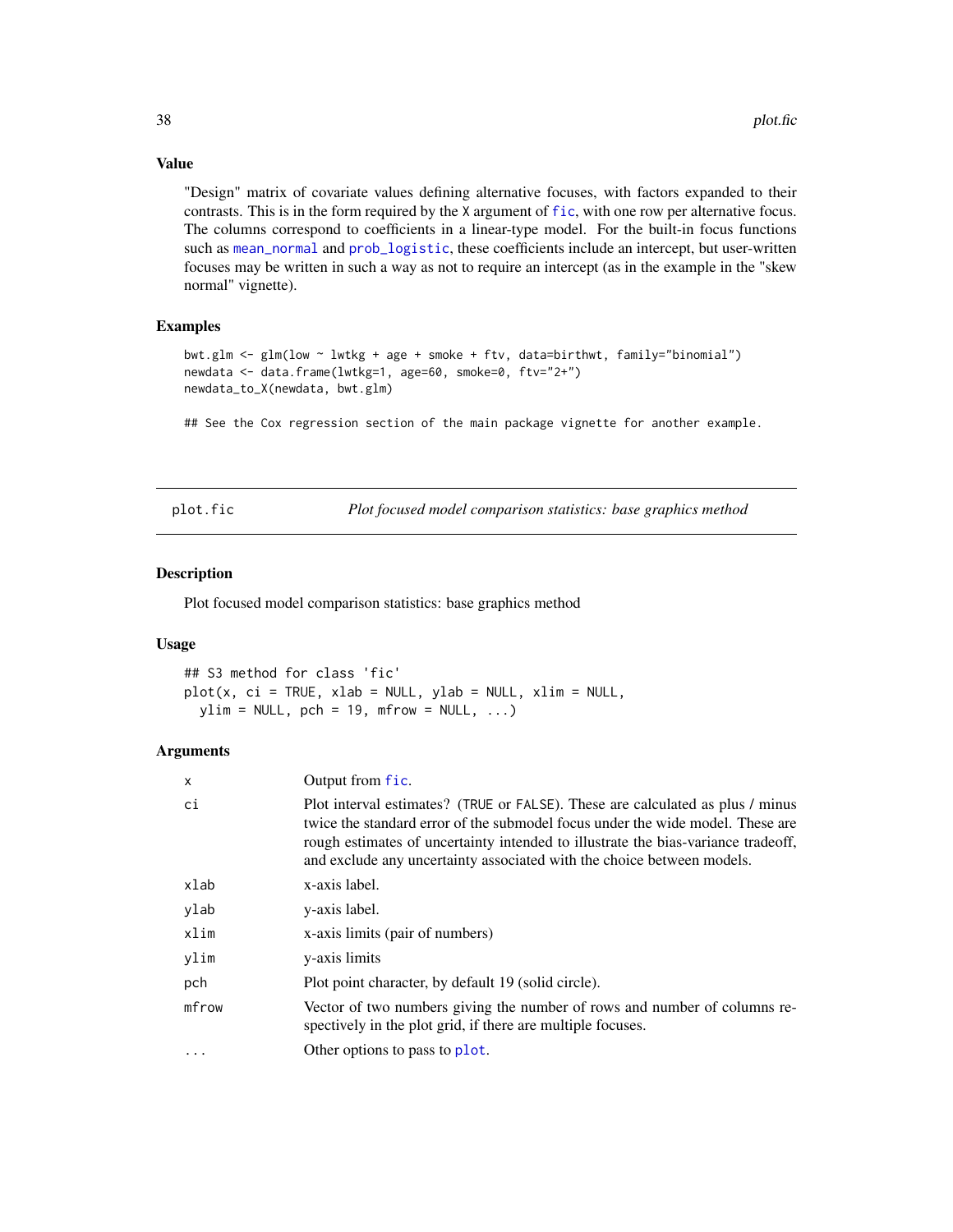## Value

"Design" matrix of covariate values defining alternative focuses, with factors expanded to their contrasts. This is in the form required by the X argument of fic, with one row per alternative focus. The columns correspond to coefficients in a linear-type model. For the built-in focus functions such as mean_normal and prob_logistic, these coefficients include an intercept, but user-written focuses may be written in such a way as not to require an intercept (as in the example in the "skew normal" vignette).

## Examples

```
bwt.glm <- glm(low ~ lwtkg + age + smoke + ftv, data=birthwt, family="binomial")
newdata <- data.frame(lwtkg=1, age=60, smoke=0, ftv="2+")
newdata_to_X(newdata, bwt.glm)

## See the Cox regression section of the main package vignette for another example.
```

---

# plot.fic — *Plot focused model comparison statistics: base graphics method*

## Description

Plot focused model comparison statistics: base graphics method

## Usage

```
## S3 method for class 'fic'
plot(x, ci = TRUE, xlab = NULL, ylab = NULL, xlim = NULL,
  ylim = NULL, pch = 19, mfrow = NULL, ...)
```

## Arguments

| | |
|---|---|
| x | Output from fic. |
| ci | Plot interval estimates? (TRUE or FALSE). These are calculated as plus / minus twice the standard error of the submodel focus under the wide model. These are rough estimates of uncertainty intended to illustrate the bias-variance tradeoff, and exclude any uncertainty associated with the choice between models. |
| xlab | x-axis label. |
| ylab | y-axis label. |
| xlim | x-axis limits (pair of numbers) |
| ylim | y-axis limits |
| pch | Plot point character, by default 19 (solid circle). |
| mfrow | Vector of two numbers giving the number of rows and number of columns respectively in the plot grid, if there are multiple focuses. |
| ... | Other options to pass to plot. |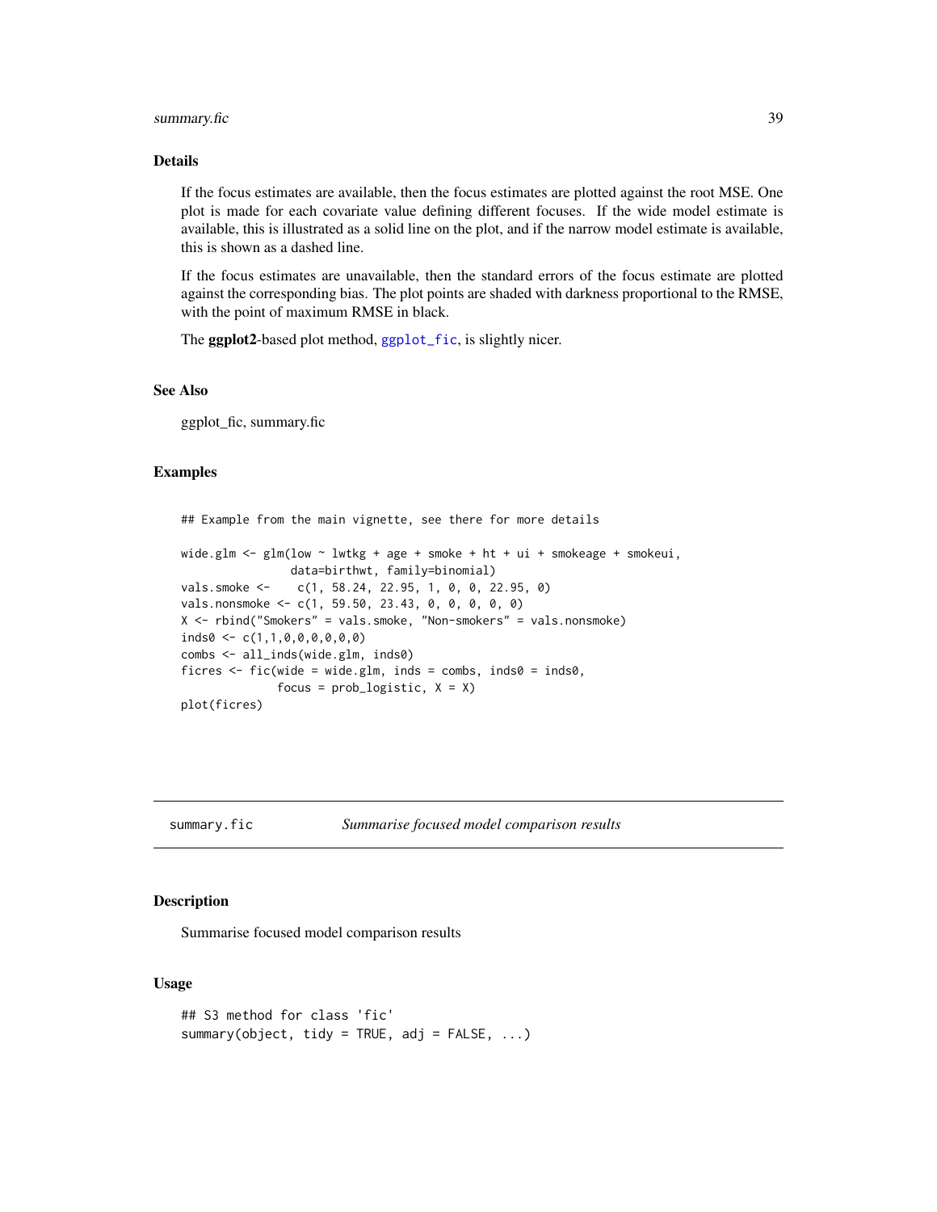### Details

If the focus estimates are available, then the focus estimates are plotted against the root MSE. One plot is made for each covariate value defining different focuses. If the wide model estimate is available, this is illustrated as a solid line on the plot, and if the narrow model estimate is available, this is shown as a dashed line.

If the focus estimates are unavailable, then the standard errors of the focus estimate are plotted against the corresponding bias. The plot points are shaded with darkness proportional to the RMSE, with the point of maximum RMSE in black.

The **ggplot2**-based plot method, `ggplot_fic`, is slightly nicer.

### See Also

ggplot_fic, summary.fic

### Examples

```
## Example from the main vignette, see there for more details

wide.glm <- glm(low ~ lwtkg + age + smoke + ht + ui + smokeage + smokeui,
                data=birthwt, family=binomial)
vals.smoke <-    c(1, 58.24, 22.95, 1, 0, 0, 22.95, 0)
vals.nonsmoke <- c(1, 59.50, 23.43, 0, 0, 0, 0, 0)
X <- rbind("Smokers" = vals.smoke, "Non-smokers" = vals.nonsmoke)
inds0 <- c(1,1,0,0,0,0,0,0)
combs <- all_inds(wide.glm, inds0)
ficres <- fic(wide = wide.glm, inds = combs, inds0 = inds0,
              focus = prob_logistic, X = X)
plot(ficres)
```

---

## summary.fic — *Summarise focused model comparison results*

### Description

Summarise focused model comparison results

### Usage

```
## S3 method for class 'fic'
summary(object, tidy = TRUE, adj = FALSE, ...)
```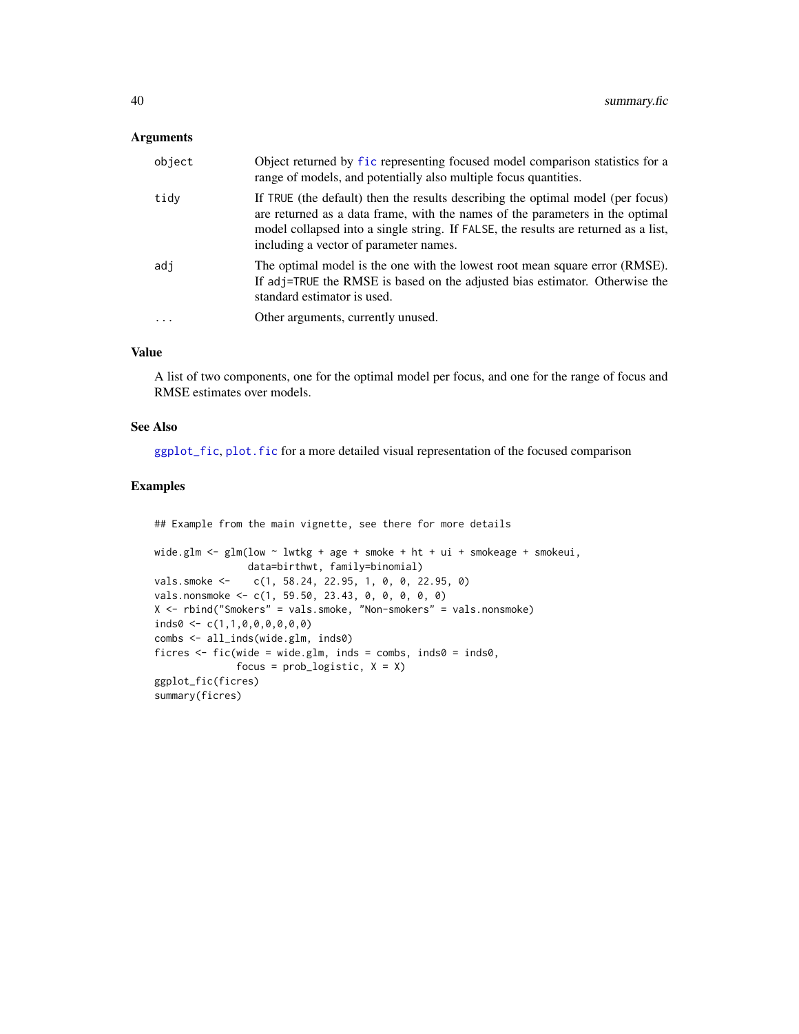## Arguments

| | |
|---|---|
| `object` | Object returned by `fic` representing focused model comparison statistics for a range of models, and potentially also multiple focus quantities. |
| `tidy` | If `TRUE` (the default) then the results describing the optimal model (per focus) are returned as a data frame, with the names of the parameters in the optimal model collapsed into a single string. If `FALSE`, the results are returned as a list, including a vector of parameter names. |
| `adj` | The optimal model is the one with the lowest root mean square error (RMSE). If `adj=TRUE` the RMSE is based on the adjusted bias estimator. Otherwise the standard estimator is used. |
| `...` | Other arguments, currently unused. |

## Value

A list of two components, one for the optimal model per focus, and one for the range of focus and RMSE estimates over models.

## See Also

`ggplot_fic`, `plot.fic` for a more detailed visual representation of the focused comparison

## Examples

```
## Example from the main vignette, see there for more details

wide.glm <- glm(low ~ lwtkg + age + smoke + ht + ui + smokeage + smokeui,
                data=birthwt, family=binomial)
vals.smoke <-    c(1, 58.24, 22.95, 1, 0, 0, 22.95, 0)
vals.nonsmoke <- c(1, 59.50, 23.43, 0, 0, 0, 0, 0)
X <- rbind("Smokers" = vals.smoke, "Non-smokers" = vals.nonsmoke)
inds0 <- c(1,1,0,0,0,0,0,0)
combs <- all_inds(wide.glm, inds0)
ficres <- fic(wide = wide.glm, inds = combs, inds0 = inds0,
              focus = prob_logistic, X = X)
ggplot_fic(ficres)
summary(ficres)
```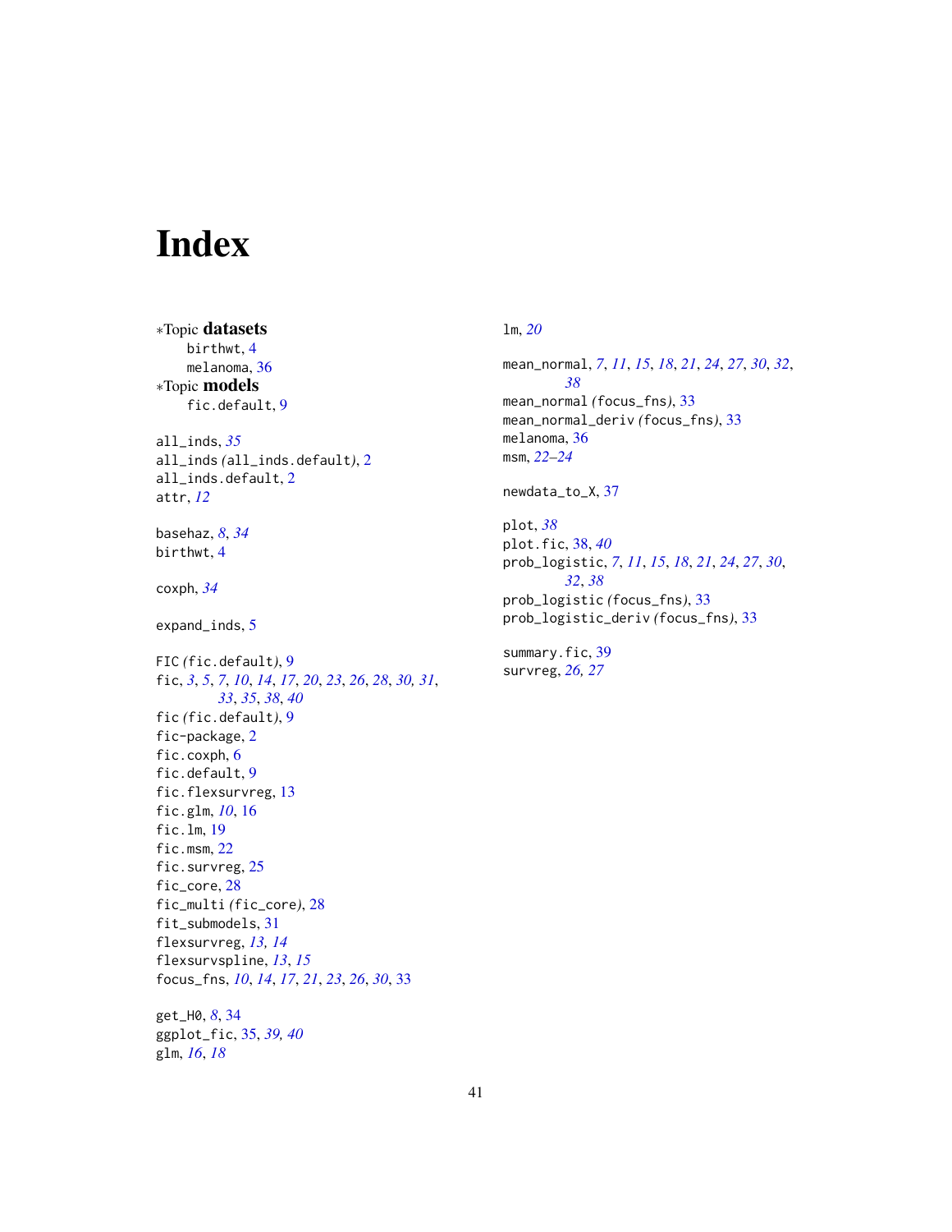# Index

∗Topic **datasets**
- birthwt, 4
- melanoma, 36

∗Topic **models**
- fic.default, 9

all_inds, *35*
all_inds (all_inds.default), 2
all_inds.default, 2
attr, *12*

basehaz, *8*, *34*
birthwt, 4

coxph, *34*

expand_inds, 5

FIC (fic.default), 9
fic, *3*, *5*, *7*, *10*, *14*, *17*, *20*, *23*, *26*, *28*, *30, 31*, *33*, *35*, *38*, *40*
fic (fic.default), 9
fic-package, 2
fic.coxph, 6
fic.default, 9
fic.flexsurvreg, 13
fic.glm, *10*, 16
fic.lm, 19
fic.msm, 22
fic.survreg, 25
fic_core, 28
fic_multi (fic_core), 28
fit_submodels, 31
flexsurvreg, *13, 14*
flexsurvspline, *13*, *15*
focus_fns, *10*, *14*, *17*, *21*, *23*, *26*, *30*, 33

get_H0, *8*, 34
ggplot_fic, 35, *39, 40*
glm, *16*, *18*

lm, *20*

mean_normal, *7*, *11*, *15*, *18*, *21*, *24*, *27*, *30*, *32*, *38*
mean_normal (focus_fns), 33
mean_normal_deriv (focus_fns), 33
melanoma, 36
msm, *22–24*

newdata_to_X, 37

plot, *38*
plot.fic, 38, *40*
prob_logistic, *7*, *11*, *15*, *18*, *21*, *24*, *27*, *30*, *32*, *38*
prob_logistic (focus_fns), 33
prob_logistic_deriv (focus_fns), 33

summary.fic, 39
survreg, *26, 27*